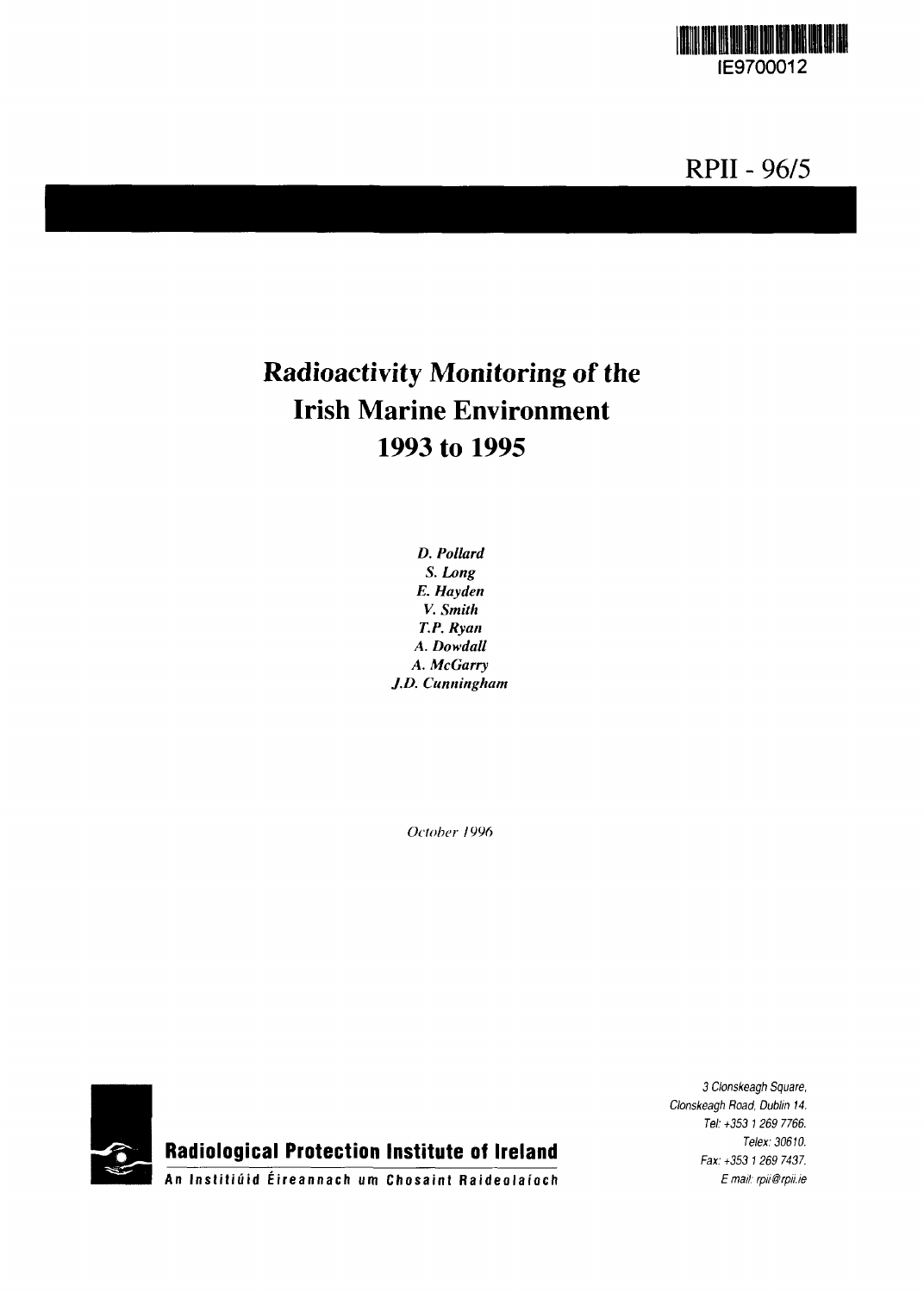IE9700012

RPII - 96/5

# Radioactivity Monitoring of the Irish Marine Environment 1993 to 1995

*D. Pollard*
*S. Long*
*E. Hayden*
*V. Smith*
*T.P. Ryan*
*A. Dowdall*
*A. McGarry*
*J.D. Cunningham*

*October 1996*

**Radiological Protection Institute of Ireland**

**An Institiúid Éireannach um Chosaint Raideolaíoch**

*3 Clonskeagh Square,*
*Clonskeagh Road, Dublin 14.*
*Tel: +353 1 269 7766.*
*Telex: 30610.*
*Fax: +353 1 269 7437.*
*E mail: rpii@rpii.ie*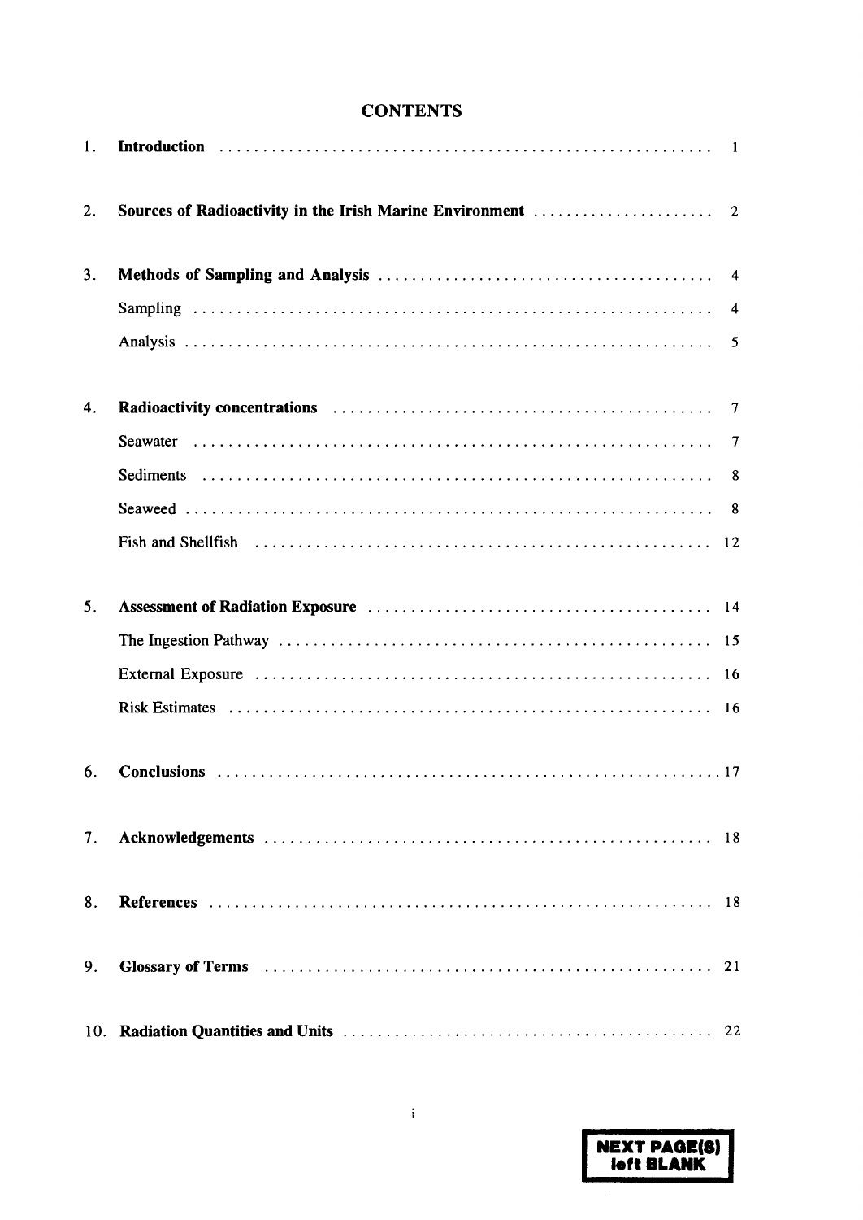# CONTENTS

1. **Introduction** ..................................................... 1

2. **Sources of Radioactivity in the Irish Marine Environment** ..................... 2

3. **Methods of Sampling and Analysis** ....................................... 4
   - Sampling ............................................................ 4
   - Analysis ............................................................ 5

4. **Radioactivity concentrations** ............................................ 7
   - Seawater ............................................................ 7
   - Sediments ........................................................... 8
   - Seaweed ............................................................. 8
   - Fish and Shellfish .................................................. 12

5. **Assessment of Radiation Exposure** ....................................... 14
   - The Ingestion Pathway ............................................... 15
   - External Exposure ................................................... 16
   - Risk Estimates ...................................................... 16

6. **Conclusions** ............................................................ 17

7. **Acknowledgements** ....................................................... 18

8. **References** ............................................................. 18

9. **Glossary of Terms** ...................................................... 21

10. **Radiation Quantities and Units** ........................................ 22

NEXT PAGE(S) left BLANK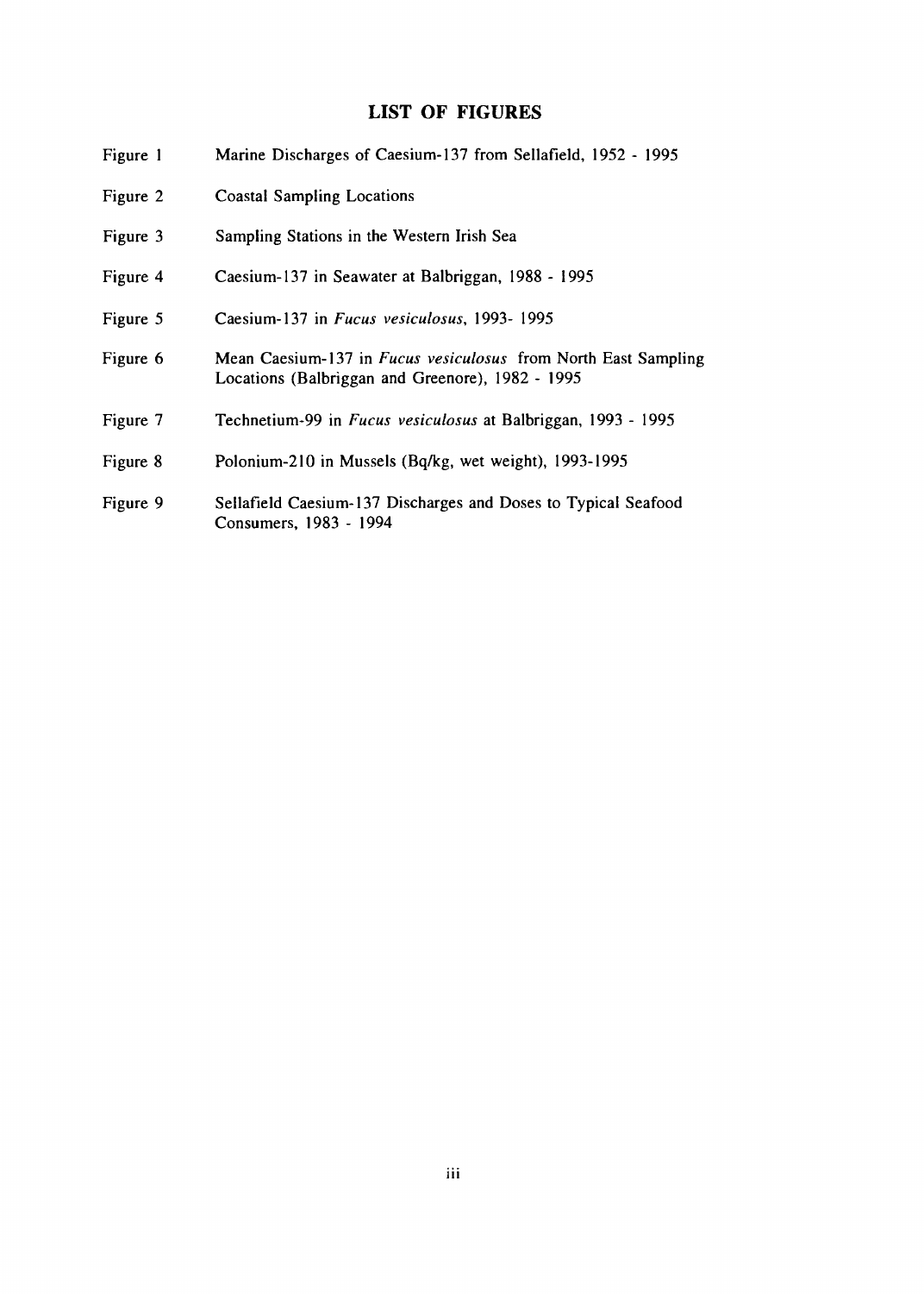## LIST OF FIGURES

| | |
|---|---|
| Figure 1 | Marine Discharges of Caesium-137 from Sellafield, 1952 - 1995 |
| Figure 2 | Coastal Sampling Locations |
| Figure 3 | Sampling Stations in the Western Irish Sea |
| Figure 4 | Caesium-137 in Seawater at Balbriggan, 1988 - 1995 |
| Figure 5 | Caesium-137 in *Fucus vesiculosus*, 1993- 1995 |
| Figure 6 | Mean Caesium-137 in *Fucus vesiculosus* from North East Sampling Locations (Balbriggan and Greenore), 1982 - 1995 |
| Figure 7 | Technetium-99 in *Fucus vesiculosus* at Balbriggan, 1993 - 1995 |
| Figure 8 | Polonium-210 in Mussels (Bq/kg, wet weight), 1993-1995 |
| Figure 9 | Sellafield Caesium-137 Discharges and Doses to Typical Seafood Consumers, 1983 - 1994 |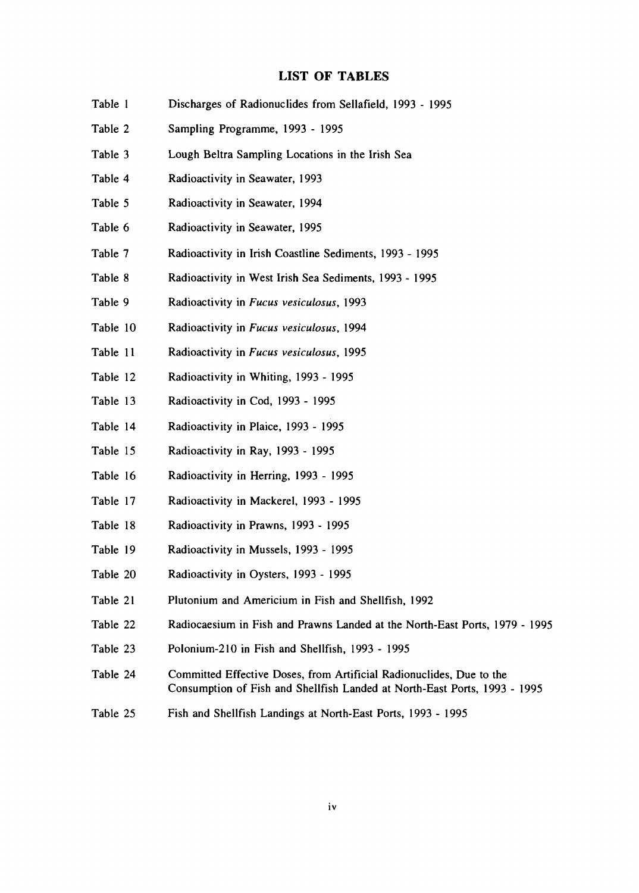# LIST OF TABLES

| | |
|---|---|
| Table 1 | Discharges of Radionuclides from Sellafield, 1993 - 1995 |
| Table 2 | Sampling Programme, 1993 - 1995 |
| Table 3 | Lough Beltra Sampling Locations in the Irish Sea |
| Table 4 | Radioactivity in Seawater, 1993 |
| Table 5 | Radioactivity in Seawater, 1994 |
| Table 6 | Radioactivity in Seawater, 1995 |
| Table 7 | Radioactivity in Irish Coastline Sediments, 1993 - 1995 |
| Table 8 | Radioactivity in West Irish Sea Sediments, 1993 - 1995 |
| Table 9 | Radioactivity in *Fucus vesiculosus*, 1993 |
| Table 10 | Radioactivity in *Fucus vesiculosus*, 1994 |
| Table 11 | Radioactivity in *Fucus vesiculosus*, 1995 |
| Table 12 | Radioactivity in Whiting, 1993 - 1995 |
| Table 13 | Radioactivity in Cod, 1993 - 1995 |
| Table 14 | Radioactivity in Plaice, 1993 - 1995 |
| Table 15 | Radioactivity in Ray, 1993 - 1995 |
| Table 16 | Radioactivity in Herring, 1993 - 1995 |
| Table 17 | Radioactivity in Mackerel, 1993 - 1995 |
| Table 18 | Radioactivity in Prawns, 1993 - 1995 |
| Table 19 | Radioactivity in Mussels, 1993 - 1995 |
| Table 20 | Radioactivity in Oysters, 1993 - 1995 |
| Table 21 | Plutonium and Americium in Fish and Shellfish, 1992 |
| Table 22 | Radiocaesium in Fish and Prawns Landed at the North-East Ports, 1979 - 1995 |
| Table 23 | Polonium-210 in Fish and Shellfish, 1993 - 1995 |
| Table 24 | Committed Effective Doses, from Artificial Radionuclides, Due to the Consumption of Fish and Shellfish Landed at North-East Ports, 1993 - 1995 |
| Table 25 | Fish and Shellfish Landings at North-East Ports, 1993 - 1995 |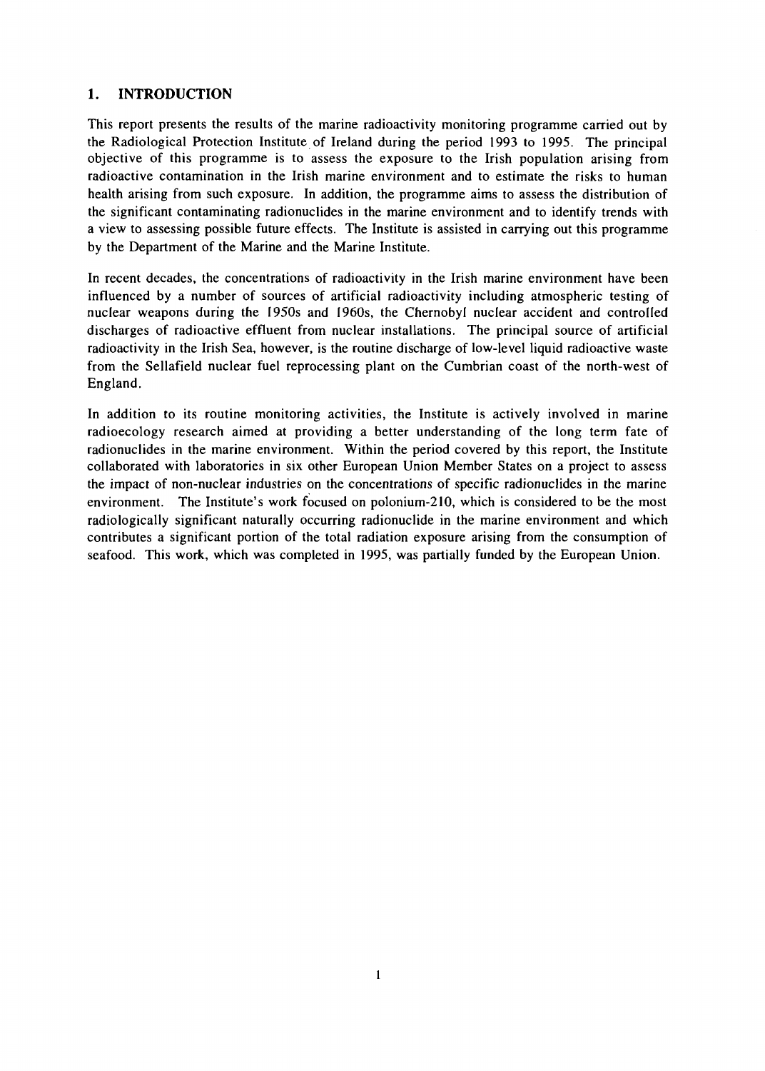## 1. INTRODUCTION

This report presents the results of the marine radioactivity monitoring programme carried out by the Radiological Protection Institute of Ireland during the period 1993 to 1995. The principal objective of this programme is to assess the exposure to the Irish population arising from radioactive contamination in the Irish marine environment and to estimate the risks to human health arising from such exposure. In addition, the programme aims to assess the distribution of the significant contaminating radionuclides in the marine environment and to identify trends with a view to assessing possible future effects. The Institute is assisted in carrying out this programme by the Department of the Marine and the Marine Institute.

In recent decades, the concentrations of radioactivity in the Irish marine environment have been influenced by a number of sources of artificial radioactivity including atmospheric testing of nuclear weapons during the 1950s and 1960s, the Chernobyl nuclear accident and controlled discharges of radioactive effluent from nuclear installations. The principal source of artificial radioactivity in the Irish Sea, however, is the routine discharge of low-level liquid radioactive waste from the Sellafield nuclear fuel reprocessing plant on the Cumbrian coast of the north-west of England.

In addition to its routine monitoring activities, the Institute is actively involved in marine radioecology research aimed at providing a better understanding of the long term fate of radionuclides in the marine environment. Within the period covered by this report, the Institute collaborated with laboratories in six other European Union Member States on a project to assess the impact of non-nuclear industries on the concentrations of specific radionuclides in the marine environment. The Institute's work focused on polonium-210, which is considered to be the most radiologically significant naturally occurring radionuclide in the marine environment and which contributes a significant portion of the total radiation exposure arising from the consumption of seafood. This work, which was completed in 1995, was partially funded by the European Union.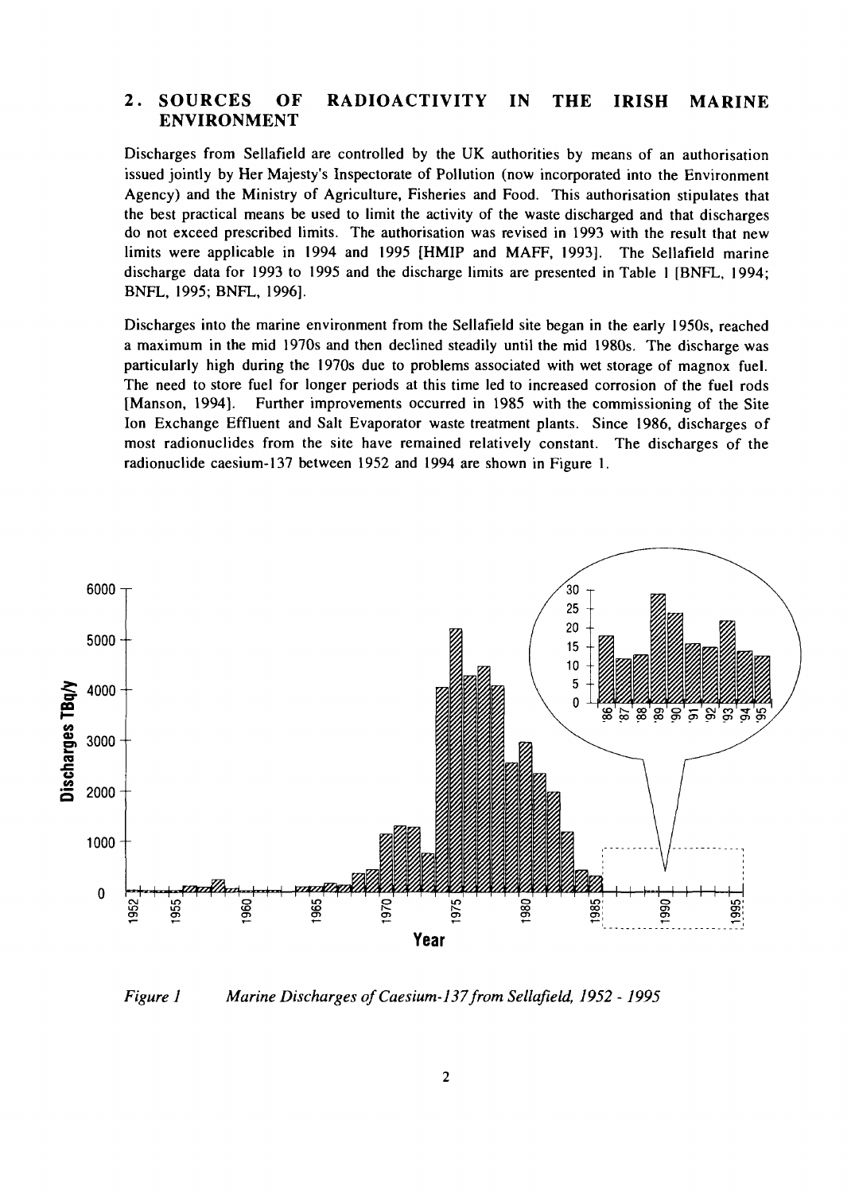## 2. SOURCES OF RADIOACTIVITY IN THE IRISH MARINE ENVIRONMENT

Discharges from Sellafield are controlled by the UK authorities by means of an authorisation issued jointly by Her Majesty's Inspectorate of Pollution (now incorporated into the Environment Agency) and the Ministry of Agriculture, Fisheries and Food. This authorisation stipulates that the best practical means be used to limit the activity of the waste discharged and that discharges do not exceed prescribed limits. The authorisation was revised in 1993 with the result that new limits were applicable in 1994 and 1995 [HMIP and MAFF, 1993]. The Sellafield marine discharge data for 1993 to 1995 and the discharge limits are presented in Table 1 [BNFL, 1994; BNFL, 1995; BNFL, 1996].

Discharges into the marine environment from the Sellafield site began in the early 1950s, reached a maximum in the mid 1970s and then declined steadily until the mid 1980s. The discharge was particularly high during the 1970s due to problems associated with wet storage of magnox fuel. The need to store fuel for longer periods at this time led to increased corrosion of the fuel rods [Manson, 1994]. Further improvements occurred in 1985 with the commissioning of the Site Ion Exchange Effluent and Salt Evaporator waste treatment plants. Since 1986, discharges of most radionuclides from the site have remained relatively constant. The discharges of the radionuclide caesium-137 between 1952 and 1994 are shown in Figure 1.

*Figure 1 Marine Discharges of Caesium-137 from Sellafield, 1952 - 1995*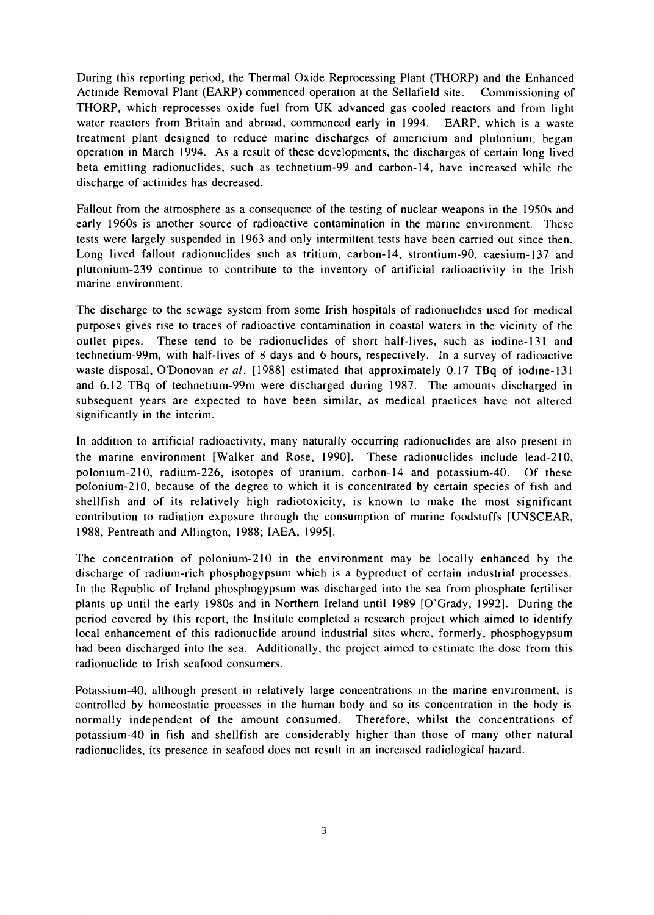During this reporting period, the Thermal Oxide Reprocessing Plant (THORP) and the Enhanced Actinide Removal Plant (EARP) commenced operation at the Sellafield site. Commissioning of THORP, which reprocesses oxide fuel from UK advanced gas cooled reactors and from light water reactors from Britain and abroad, commenced early in 1994. EARP, which is a waste treatment plant designed to reduce marine discharges of americium and plutonium, began operation in March 1994. As a result of these developments, the discharges of certain long lived beta emitting radionuclides, such as technetium-99 and carbon-14, have increased while the discharge of actinides has decreased.

Fallout from the atmosphere as a consequence of the testing of nuclear weapons in the 1950s and early 1960s is another source of radioactive contamination in the marine environment. These tests were largely suspended in 1963 and only intermittent tests have been carried out since then. Long lived fallout radionuclides such as tritium, carbon-14, strontium-90, caesium-137 and plutonium-239 continue to contribute to the inventory of artificial radioactivity in the Irish marine environment.

The discharge to the sewage system from some Irish hospitals of radionuclides used for medical purposes gives rise to traces of radioactive contamination in coastal waters in the vicinity of the outlet pipes. These tend to be radionuclides of short half-lives, such as iodine-131 and technetium-99m, with half-lives of 8 days and 6 hours, respectively. In a survey of radioactive waste disposal, O'Donovan *et al.* [1988] estimated that approximately 0.17 TBq of iodine-131 and 6.12 TBq of technetium-99m were discharged during 1987. The amounts discharged in subsequent years are expected to have been similar, as medical practices have not altered significantly in the interim.

In addition to artificial radioactivity, many naturally occurring radionuclides are also present in the marine environment [Walker and Rose, 1990]. These radionuclides include lead-210, polonium-210, radium-226, isotopes of uranium, carbon-14 and potassium-40. Of these polonium-210, because of the degree to which it is concentrated by certain species of fish and shellfish and of its relatively high radiotoxicity, is known to make the most significant contribution to radiation exposure through the consumption of marine foodstuffs [UNSCEAR, 1988, Pentreath and Allington, 1988; IAEA, 1995].

The concentration of polonium-210 in the environment may be locally enhanced by the discharge of radium-rich phosphogypsum which is a byproduct of certain industrial processes. In the Republic of Ireland phosphogypsum was discharged into the sea from phosphate fertiliser plants up until the early 1980s and in Northern Ireland until 1989 [O'Grady, 1992]. During the period covered by this report, the Institute completed a research project which aimed to identify local enhancement of this radionuclide around industrial sites where, formerly, phosphogypsum had been discharged into the sea. Additionally, the project aimed to estimate the dose from this radionuclide to Irish seafood consumers.

Potassium-40, although present in relatively large concentrations in the marine environment, is controlled by homeostatic processes in the human body and so its concentration in the body is normally independent of the amount consumed. Therefore, whilst the concentrations of potassium-40 in fish and shellfish are considerably higher than those of many other natural radionuclides, its presence in seafood does not result in an increased radiological hazard.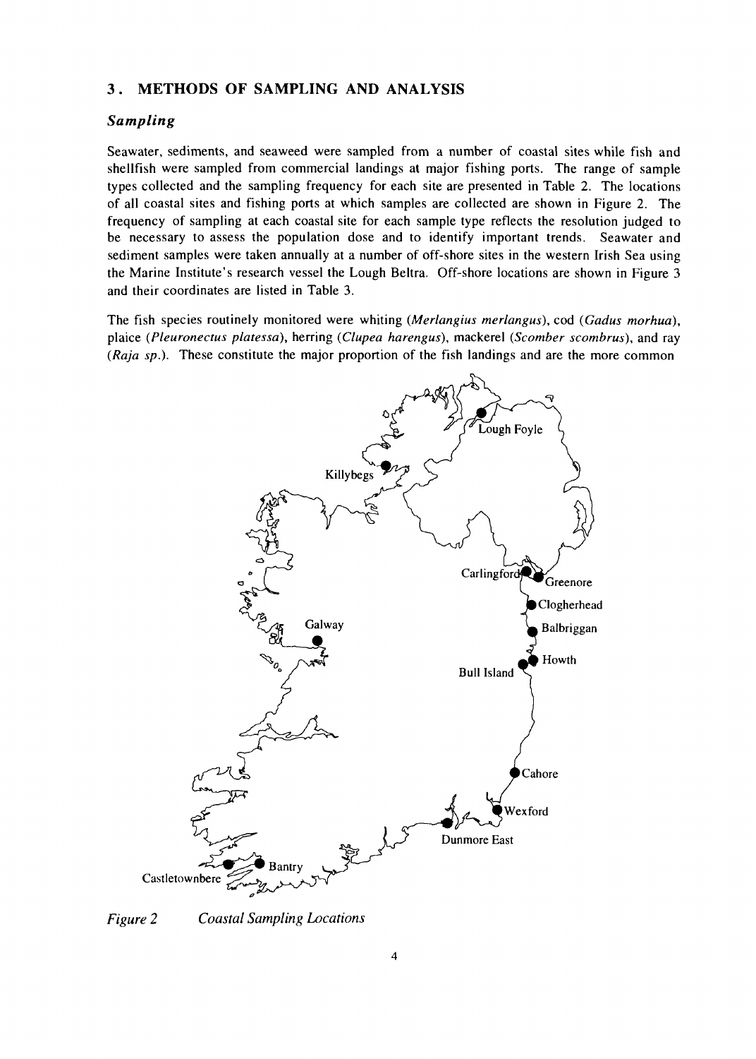## 3. METHODS OF SAMPLING AND ANALYSIS

### *Sampling*

Seawater, sediments, and seaweed were sampled from a number of coastal sites while fish and shellfish were sampled from commercial landings at major fishing ports. The range of sample types collected and the sampling frequency for each site are presented in Table 2. The locations of all coastal sites and fishing ports at which samples are collected are shown in Figure 2. The frequency of sampling at each coastal site for each sample type reflects the resolution judged to be necessary to assess the population dose and to identify important trends. Seawater and sediment samples were taken annually at a number of off-shore sites in the western Irish Sea using the Marine Institute's research vessel the Lough Beltra. Off-shore locations are shown in Figure 3 and their coordinates are listed in Table 3.

The fish species routinely monitored were whiting (*Merlangius merlangus*), cod (*Gadus morhua*), plaice (*Pleuronectus platessa*), herring (*Clupea harengus*), mackerel (*Scomber scombrus*), and ray (*Raja sp.*). These constitute the major proportion of the fish landings and are the more common

*Figure 2* *Coastal Sampling Locations*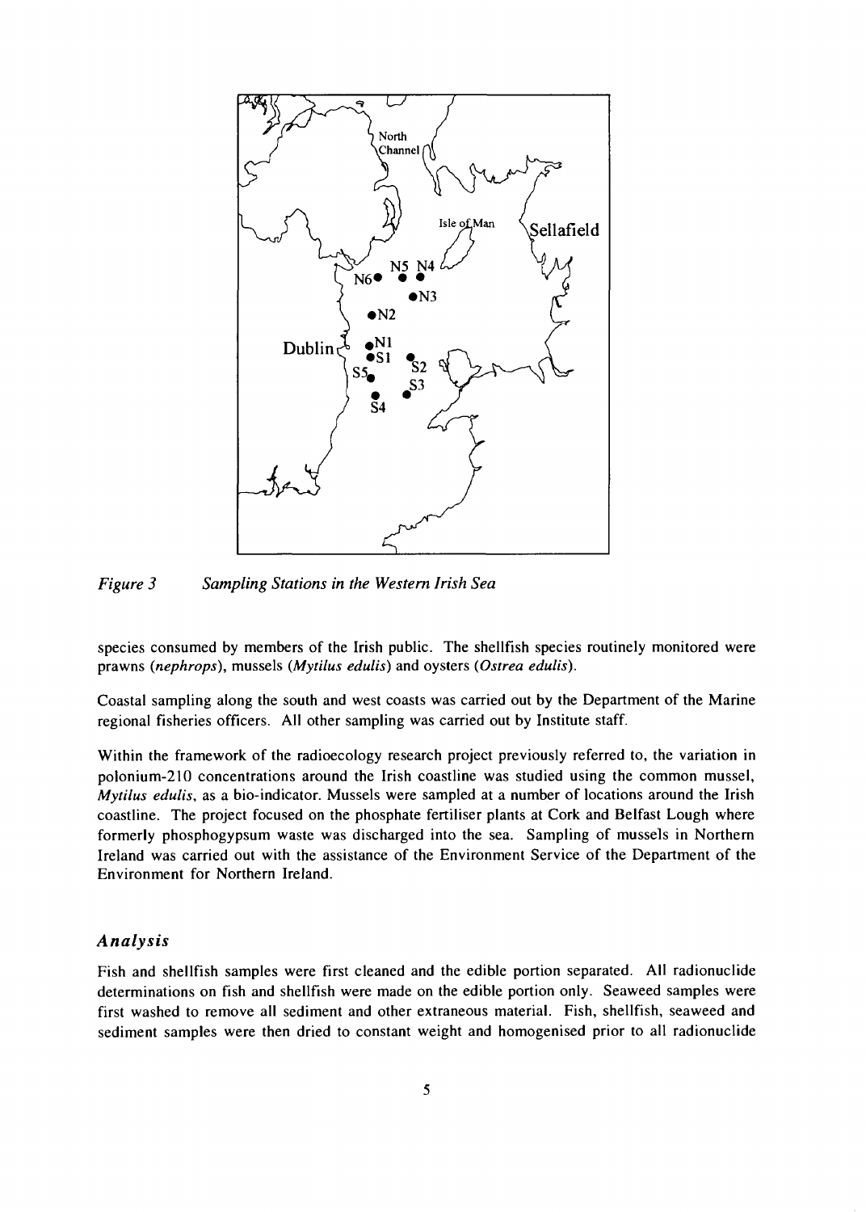*Figure 3  Sampling Stations in the Western Irish Sea*

species consumed by members of the Irish public. The shellfish species routinely monitored were prawns (*nephrops*), mussels (*Mytilus edulis*) and oysters (*Ostrea edulis*).

Coastal sampling along the south and west coasts was carried out by the Department of the Marine regional fisheries officers. All other sampling was carried out by Institute staff.

Within the framework of the radioecology research project previously referred to, the variation in polonium-210 concentrations around the Irish coastline was studied using the common mussel, *Mytilus edulis*, as a bio-indicator. Mussels were sampled at a number of locations around the Irish coastline. The project focused on the phosphate fertiliser plants at Cork and Belfast Lough where formerly phosphogypsum waste was discharged into the sea. Sampling of mussels in Northern Ireland was carried out with the assistance of the Environment Service of the Department of the Environment for Northern Ireland.

### *Analysis*

Fish and shellfish samples were first cleaned and the edible portion separated. All radionuclide determinations on fish and shellfish were made on the edible portion only. Seaweed samples were first washed to remove all sediment and other extraneous material. Fish, shellfish, seaweed and sediment samples were then dried to constant weight and homogenised prior to all radionuclide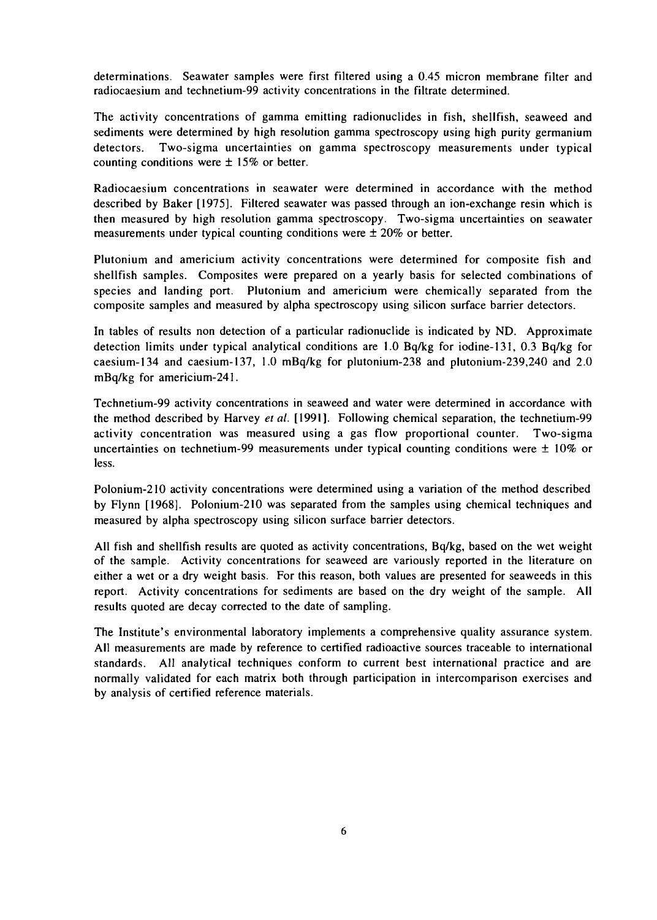determinations. Seawater samples were first filtered using a 0.45 micron membrane filter and radiocaesium and technetium-99 activity concentrations in the filtrate determined.

The activity concentrations of gamma emitting radionuclides in fish, shellfish, seaweed and sediments were determined by high resolution gamma spectroscopy using high purity germanium detectors. Two-sigma uncertainties on gamma spectroscopy measurements under typical counting conditions were $\pm$ 15% or better.

Radiocaesium concentrations in seawater were determined in accordance with the method described by Baker [1975]. Filtered seawater was passed through an ion-exchange resin which is then measured by high resolution gamma spectroscopy. Two-sigma uncertainties on seawater measurements under typical counting conditions were $\pm$ 20% or better.

Plutonium and americium activity concentrations were determined for composite fish and shellfish samples. Composites were prepared on a yearly basis for selected combinations of species and landing port. Plutonium and americium were chemically separated from the composite samples and measured by alpha spectroscopy using silicon surface barrier detectors.

In tables of results non detection of a particular radionuclide is indicated by ND. Approximate detection limits under typical analytical conditions are 1.0 Bq/kg for iodine-131, 0.3 Bq/kg for caesium-134 and caesium-137, 1.0 mBq/kg for plutonium-238 and plutonium-239,240 and 2.0 mBq/kg for americium-241.

Technetium-99 activity concentrations in seaweed and water were determined in accordance with the method described by Harvey *et al.* [1991]. Following chemical separation, the technetium-99 activity concentration was measured using a gas flow proportional counter. Two-sigma uncertainties on technetium-99 measurements under typical counting conditions were $\pm$ 10% or less.

Polonium-210 activity concentrations were determined using a variation of the method described by Flynn [1968]. Polonium-210 was separated from the samples using chemical techniques and measured by alpha spectroscopy using silicon surface barrier detectors.

All fish and shellfish results are quoted as activity concentrations, Bq/kg, based on the wet weight of the sample. Activity concentrations for seaweed are variously reported in the literature on either a wet or a dry weight basis. For this reason, both values are presented for seaweeds in this report. Activity concentrations for sediments are based on the dry weight of the sample. All results quoted are decay corrected to the date of sampling.

The Institute's environmental laboratory implements a comprehensive quality assurance system. All measurements are made by reference to certified radioactive sources traceable to international standards. All analytical techniques conform to current best international practice and are normally validated for each matrix both through participation in intercomparison exercises and by analysis of certified reference materials.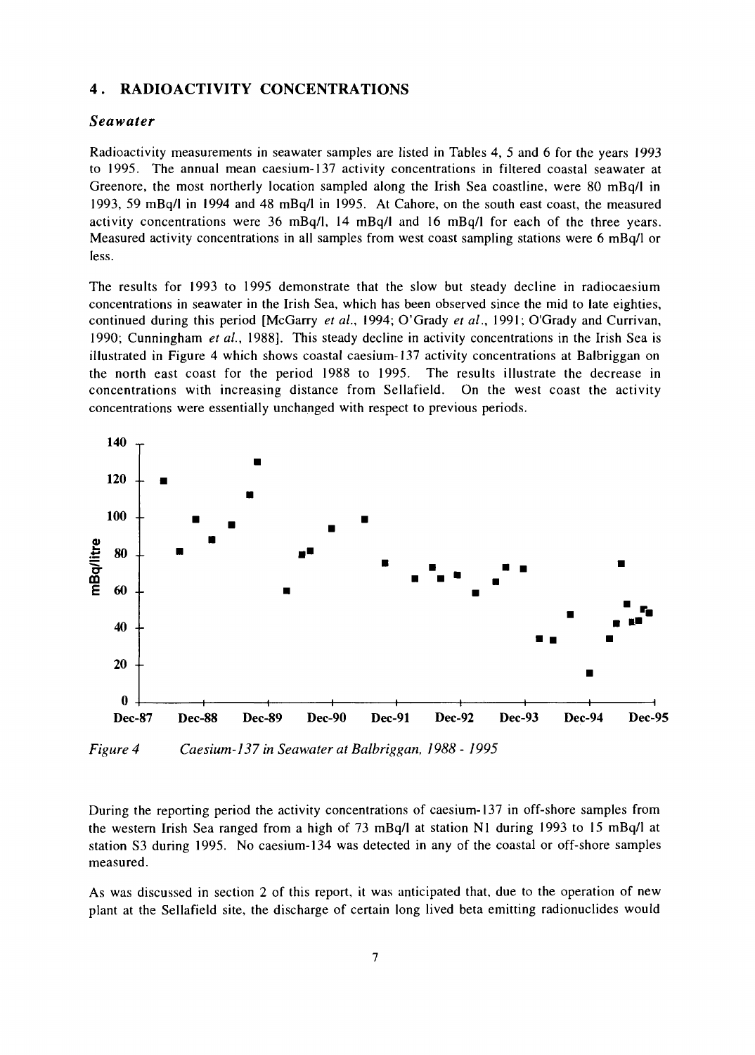## 4. RADIOACTIVITY CONCENTRATIONS

### *Seawater*

Radioactivity measurements in seawater samples are listed in Tables 4, 5 and 6 for the years 1993 to 1995. The annual mean caesium-137 activity concentrations in filtered coastal seawater at Greenore, the most northerly location sampled along the Irish Sea coastline, were 80 mBq/l in 1993, 59 mBq/l in 1994 and 48 mBq/l in 1995. At Cahore, on the south east coast, the measured activity concentrations were 36 mBq/l, 14 mBq/l and 16 mBq/l for each of the three years. Measured activity concentrations in all samples from west coast sampling stations were 6 mBq/l or less.

The results for 1993 to 1995 demonstrate that the slow but steady decline in radiocaesium concentrations in seawater in the Irish Sea, which has been observed since the mid to late eighties, continued during this period [McGarry *et al.*, 1994; O'Grady *et al.*, 1991; O'Grady and Currivan, 1990; Cunningham *et al.*, 1988]. This steady decline in activity concentrations in the Irish Sea is illustrated in Figure 4 which shows coastal caesium-137 activity concentrations at Balbriggan on the north east coast for the period 1988 to 1995. The results illustrate the decrease in concentrations with increasing distance from Sellafield. On the west coast the activity concentrations were essentially unchanged with respect to previous periods.

*Figure 4 Caesium-137 in Seawater at Balbriggan, 1988 - 1995*

During the reporting period the activity concentrations of caesium-137 in off-shore samples from the western Irish Sea ranged from a high of 73 mBq/l at station N1 during 1993 to 15 mBq/l at station S3 during 1995. No caesium-134 was detected in any of the coastal or off-shore samples measured.

As was discussed in section 2 of this report, it was anticipated that, due to the operation of new plant at the Sellafield site, the discharge of certain long lived beta emitting radionuclides would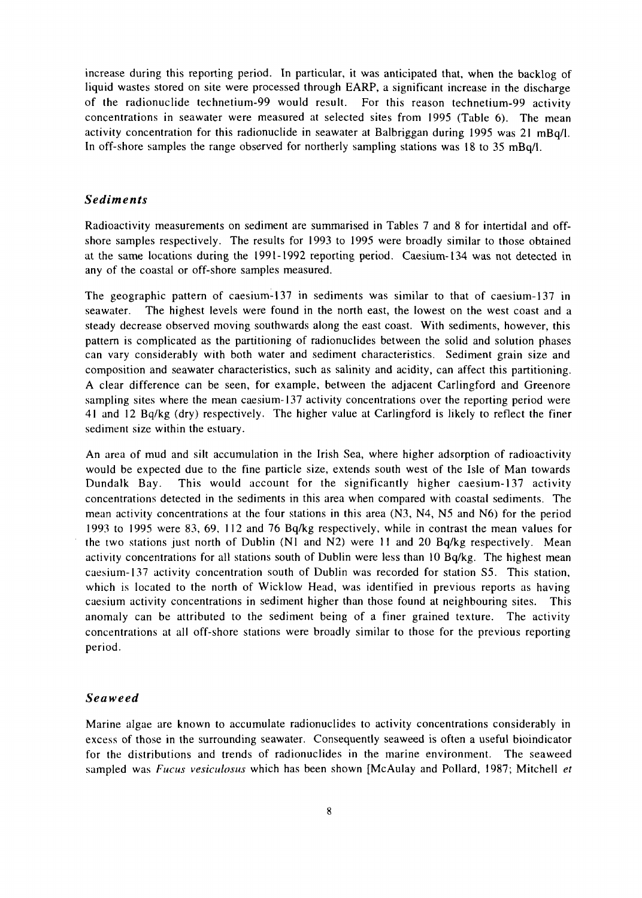increase during this reporting period. In particular, it was anticipated that, when the backlog of liquid wastes stored on site were processed through EARP, a significant increase in the discharge of the radionuclide technetium-99 would result. For this reason technetium-99 activity concentrations in seawater were measured at selected sites from 1995 (Table 6). The mean activity concentration for this radionuclide in seawater at Balbriggan during 1995 was 21 mBq/l. In off-shore samples the range observed for northerly sampling stations was 18 to 35 mBq/l.

### *Sediments*

Radioactivity measurements on sediment are summarised in Tables 7 and 8 for intertidal and off-shore samples respectively. The results for 1993 to 1995 were broadly similar to those obtained at the same locations during the 1991-1992 reporting period. Caesium-134 was not detected in any of the coastal or off-shore samples measured.

The geographic pattern of caesium-137 in sediments was similar to that of caesium-137 in seawater. The highest levels were found in the north east, the lowest on the west coast and a steady decrease observed moving southwards along the east coast. With sediments, however, this pattern is complicated as the partitioning of radionuclides between the solid and solution phases can vary considerably with both water and sediment characteristics. Sediment grain size and composition and seawater characteristics, such as salinity and acidity, can affect this partitioning. A clear difference can be seen, for example, between the adjacent Carlingford and Greenore sampling sites where the mean caesium-137 activity concentrations over the reporting period were 41 and 12 Bq/kg (dry) respectively. The higher value at Carlingford is likely to reflect the finer sediment size within the estuary.

An area of mud and silt accumulation in the Irish Sea, where higher adsorption of radioactivity would be expected due to the fine particle size, extends south west of the Isle of Man towards Dundalk Bay. This would account for the significantly higher caesium-137 activity concentrations detected in the sediments in this area when compared with coastal sediments. The mean activity concentrations at the four stations in this area (N3, N4, N5 and N6) for the period 1993 to 1995 were 83, 69, 112 and 76 Bq/kg respectively, while in contrast the mean values for the two stations just north of Dublin (N1 and N2) were 11 and 20 Bq/kg respectively. Mean activity concentrations for all stations south of Dublin were less than 10 Bq/kg. The highest mean caesium-137 activity concentration south of Dublin was recorded for station S5. This station, which is located to the north of Wicklow Head, was identified in previous reports as having caesium activity concentrations in sediment higher than those found at neighbouring sites. This anomaly can be attributed to the sediment being of a finer grained texture. The activity concentrations at all off-shore stations were broadly similar to those for the previous reporting period.

### *Seaweed*

Marine algae are known to accumulate radionuclides to activity concentrations considerably in excess of those in the surrounding seawater. Consequently seaweed is often a useful bioindicator for the distributions and trends of radionuclides in the marine environment. The seaweed sampled was *Fucus vesiculosus* which has been shown [McAulay and Pollard, 1987; Mitchell *et*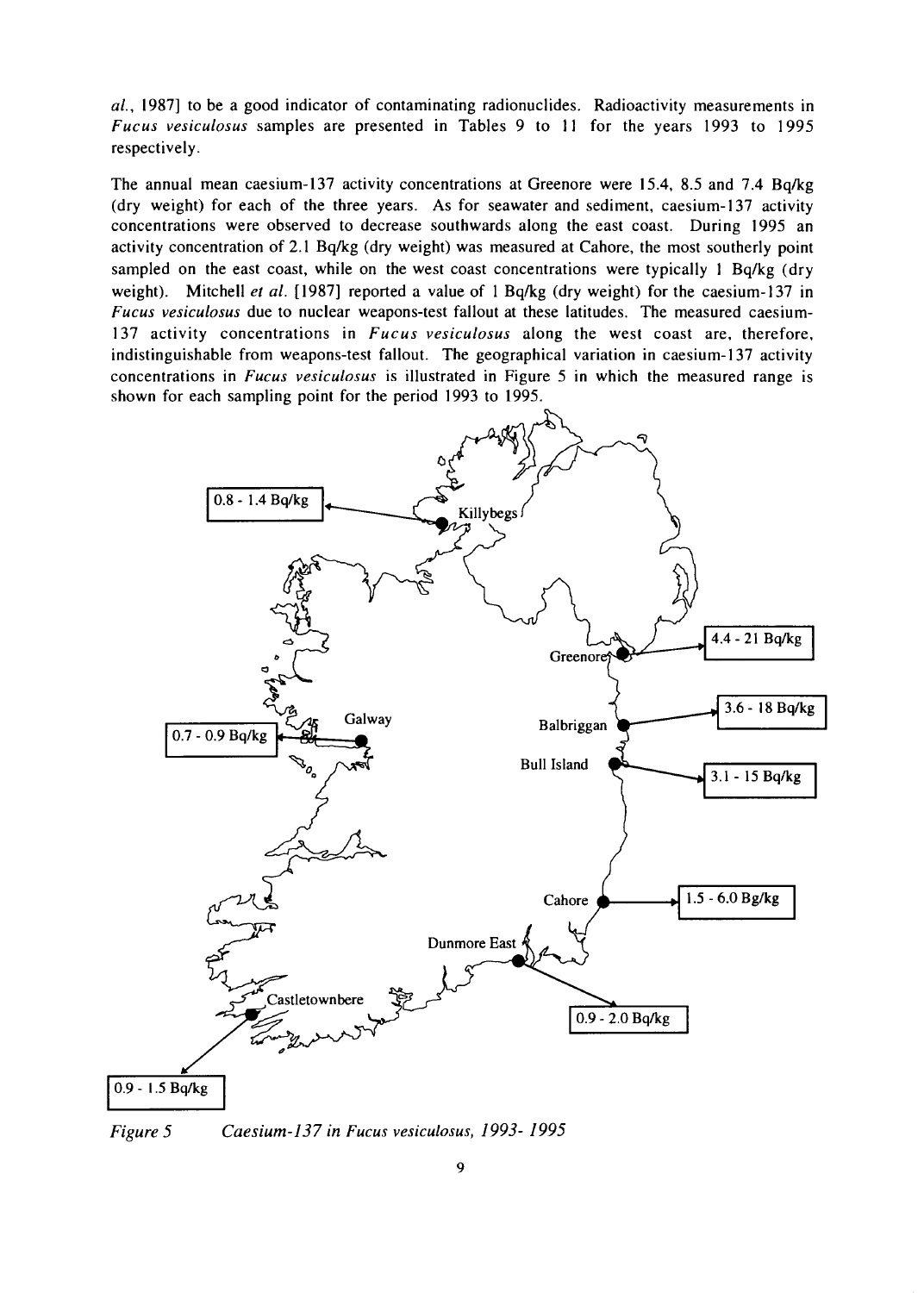al., 1987] to be a good indicator of contaminating radionuclides. Radioactivity measurements in *Fucus vesiculosus* samples are presented in Tables 9 to 11 for the years 1993 to 1995 respectively.

The annual mean caesium-137 activity concentrations at Greenore were 15.4, 8.5 and 7.4 Bq/kg (dry weight) for each of the three years. As for seawater and sediment, caesium-137 activity concentrations were observed to decrease southwards along the east coast. During 1995 an activity concentration of 2.1 Bq/kg (dry weight) was measured at Cahore, the most southerly point sampled on the east coast, while on the west coast concentrations were typically 1 Bq/kg (dry weight). Mitchell *et al.* [1987] reported a value of 1 Bq/kg (dry weight) for the caesium-137 in *Fucus vesiculosus* due to nuclear weapons-test fallout at these latitudes. The measured caesium-137 activity concentrations in *Fucus vesiculosus* along the west coast are, therefore, indistinguishable from weapons-test fallout. The geographical variation in caesium-137 activity concentrations in *Fucus vesiculosus* is illustrated in Figure 5 in which the measured range is shown for each sampling point for the period 1993 to 1995.

Killybegs: 0.8 - 1.4 Bq/kg

Greenore: 4.4 - 21 Bq/kg

Galway: 0.7 - 0.9 Bq/kg

Balbriggan: 3.6 - 18 Bq/kg

Bull Island: 3.1 - 15 Bq/kg

Cahore: 1.5 - 6.0 Bg/kg

Dunmore East: 0.9 - 2.0 Bq/kg

Castletownbere: 0.9 - 1.5 Bq/kg

*Figure 5 Caesium-137 in Fucus vesiculosus, 1993- 1995*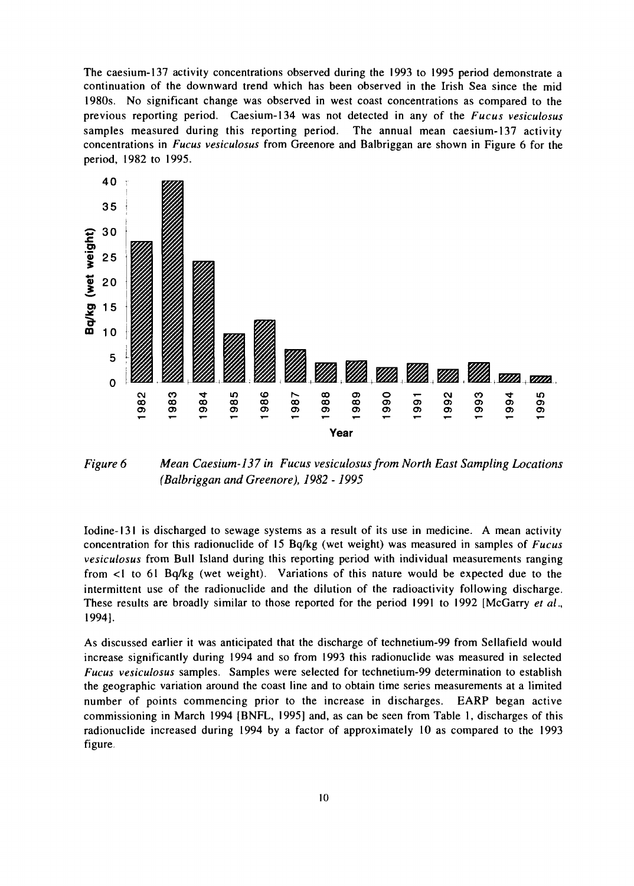The caesium-137 activity concentrations observed during the 1993 to 1995 period demonstrate a continuation of the downward trend which has been observed in the Irish Sea since the mid 1980s. No significant change was observed in west coast concentrations as compared to the previous reporting period. Caesium-134 was not detected in any of the *Fucus vesiculosus* samples measured during this reporting period. The annual mean caesium-137 activity concentrations in *Fucus vesiculosus* from Greenore and Balbriggan are shown in Figure 6 for the period, 1982 to 1995.

*Figure 6 Mean Caesium-137 in Fucus vesiculosus from North East Sampling Locations (Balbriggan and Greenore), 1982 - 1995*

Iodine-131 is discharged to sewage systems as a result of its use in medicine. A mean activity concentration for this radionuclide of 15 Bq/kg (wet weight) was measured in samples of *Fucus vesiculosus* from Bull Island during this reporting period with individual measurements ranging from <1 to 61 Bq/kg (wet weight). Variations of this nature would be expected due to the intermittent use of the radionuclide and the dilution of the radioactivity following discharge. These results are broadly similar to those reported for the period 1991 to 1992 [McGarry *et al*., 1994].

As discussed earlier it was anticipated that the discharge of technetium-99 from Sellafield would increase significantly during 1994 and so from 1993 this radionuclide was measured in selected *Fucus vesiculosus* samples. Samples were selected for technetium-99 determination to establish the geographic variation around the coast line and to obtain time series measurements at a limited number of points commencing prior to the increase in discharges. EARP began active commissioning in March 1994 [BNFL, 1995] and, as can be seen from Table 1, discharges of this radionuclide increased during 1994 by a factor of approximately 10 as compared to the 1993 figure.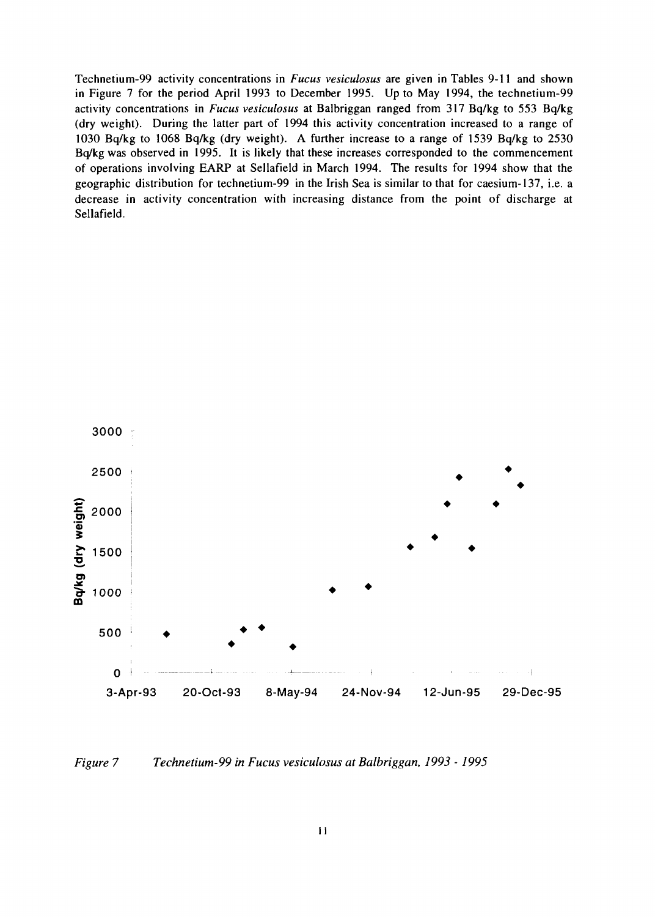Technetium-99 activity concentrations in *Fucus vesiculosus* are given in Tables 9-11 and shown in Figure 7 for the period April 1993 to December 1995. Up to May 1994, the technetium-99 activity concentrations in *Fucus vesiculosus* at Balbriggan ranged from 317 Bq/kg to 553 Bq/kg (dry weight). During the latter part of 1994 this activity concentration increased to a range of 1030 Bq/kg to 1068 Bq/kg (dry weight). A further increase to a range of 1539 Bq/kg to 2530 Bq/kg was observed in 1995. It is likely that these increases corresponded to the commencement of operations involving EARP at Sellafield in March 1994. The results for 1994 show that the geographic distribution for technetium-99 in the Irish Sea is similar to that for caesium-137, i.e. a decrease in activity concentration with increasing distance from the point of discharge at Sellafield.

*Figure 7 Technetium-99 in Fucus vesiculosus at Balbriggan, 1993 - 1995*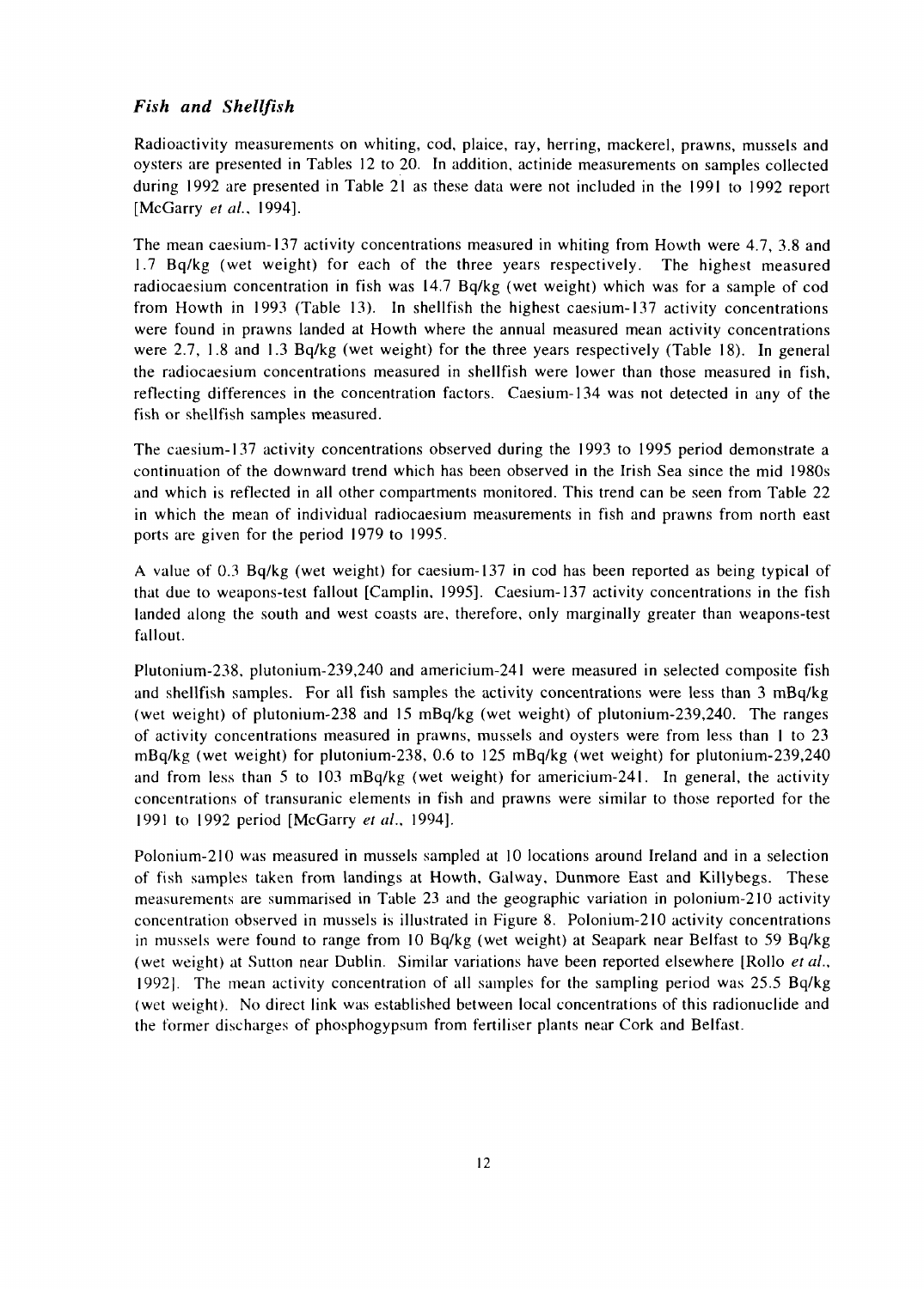### *Fish and Shellfish*

Radioactivity measurements on whiting, cod, plaice, ray, herring, mackerel, prawns, mussels and oysters are presented in Tables 12 to 20. In addition, actinide measurements on samples collected during 1992 are presented in Table 21 as these data were not included in the 1991 to 1992 report [McGarry *et al.*, 1994].

The mean caesium-137 activity concentrations measured in whiting from Howth were 4.7, 3.8 and 1.7 Bq/kg (wet weight) for each of the three years respectively. The highest measured radiocaesium concentration in fish was 14.7 Bq/kg (wet weight) which was for a sample of cod from Howth in 1993 (Table 13). In shellfish the highest caesium-137 activity concentrations were found in prawns landed at Howth where the annual measured mean activity concentrations were 2.7, 1.8 and 1.3 Bq/kg (wet weight) for the three years respectively (Table 18). In general the radiocaesium concentrations measured in shellfish were lower than those measured in fish, reflecting differences in the concentration factors. Caesium-134 was not detected in any of the fish or shellfish samples measured.

The caesium-137 activity concentrations observed during the 1993 to 1995 period demonstrate a continuation of the downward trend which has been observed in the Irish Sea since the mid 1980s and which is reflected in all other compartments monitored. This trend can be seen from Table 22 in which the mean of individual radiocaesium measurements in fish and prawns from north east ports are given for the period 1979 to 1995.

A value of 0.3 Bq/kg (wet weight) for caesium-137 in cod has been reported as being typical of that due to weapons-test fallout [Camplin, 1995]. Caesium-137 activity concentrations in the fish landed along the south and west coasts are, therefore, only marginally greater than weapons-test fallout.

Plutonium-238, plutonium-239,240 and americium-241 were measured in selected composite fish and shellfish samples. For all fish samples the activity concentrations were less than 3 mBq/kg (wet weight) of plutonium-238 and 15 mBq/kg (wet weight) of plutonium-239,240. The ranges of activity concentrations measured in prawns, mussels and oysters were from less than 1 to 23 mBq/kg (wet weight) for plutonium-238, 0.6 to 125 mBq/kg (wet weight) for plutonium-239,240 and from less than 5 to 103 mBq/kg (wet weight) for americium-241. In general, the activity concentrations of transuranic elements in fish and prawns were similar to those reported for the 1991 to 1992 period [McGarry *et al.*, 1994].

Polonium-210 was measured in mussels sampled at 10 locations around Ireland and in a selection of fish samples taken from landings at Howth, Galway, Dunmore East and Killybegs. These measurements are summarised in Table 23 and the geographic variation in polonium-210 activity concentration observed in mussels is illustrated in Figure 8. Polonium-210 activity concentrations in mussels were found to range from 10 Bq/kg (wet weight) at Seapark near Belfast to 59 Bq/kg (wet weight) at Sutton near Dublin. Similar variations have been reported elsewhere [Rollo *et al.*, 1992]. The mean activity concentration of all samples for the sampling period was 25.5 Bq/kg (wet weight). No direct link was established between local concentrations of this radionuclide and the former discharges of phosphogypsum from fertiliser plants near Cork and Belfast.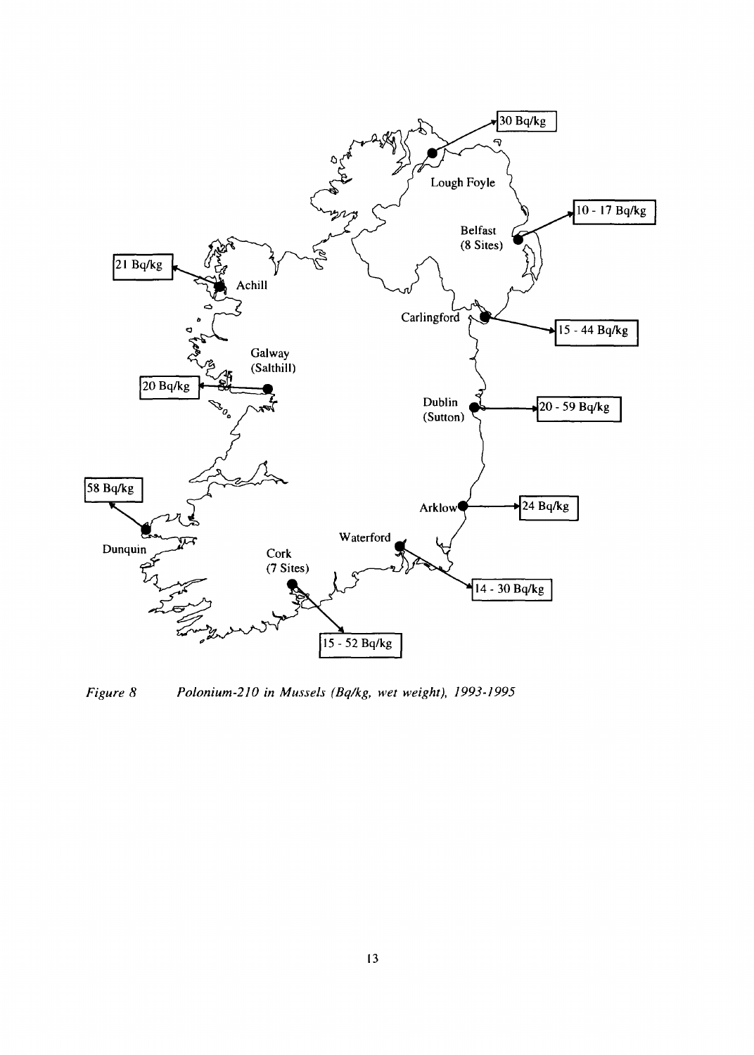*Figure 8 Polonium-210 in Mussels (Bq/kg, wet weight), 1993-1995*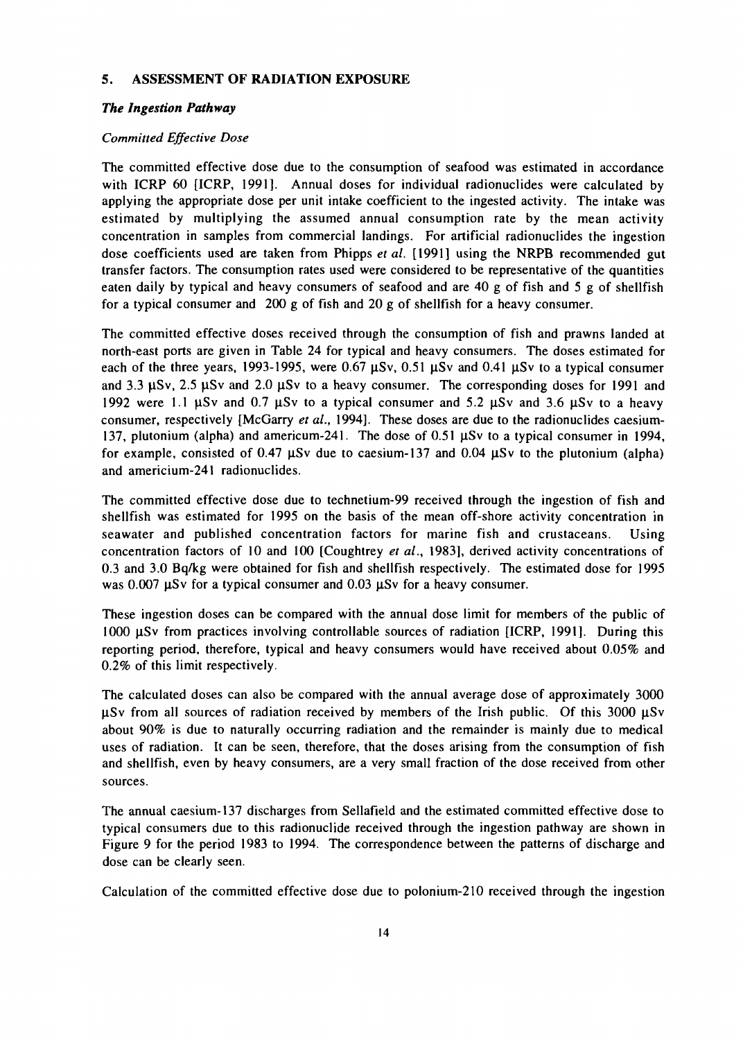## 5. ASSESSMENT OF RADIATION EXPOSURE

### *The Ingestion Pathway*

#### *Committed Effective Dose*

The committed effective dose due to the consumption of seafood was estimated in accordance with ICRP 60 [ICRP, 1991]. Annual doses for individual radionuclides were calculated by applying the appropriate dose per unit intake coefficient to the ingested activity. The intake was estimated by multiplying the assumed annual consumption rate by the mean activity concentration in samples from commercial landings. For artificial radionuclides the ingestion dose coefficients used are taken from Phipps *et al.* [1991] using the NRPB recommended gut transfer factors. The consumption rates used were considered to be representative of the quantities eaten daily by typical and heavy consumers of seafood and are 40 g of fish and 5 g of shellfish for a typical consumer and 200 g of fish and 20 g of shellfish for a heavy consumer.

The committed effective doses received through the consumption of fish and prawns landed at north-east ports are given in Table 24 for typical and heavy consumers. The doses estimated for each of the three years, 1993-1995, were 0.67 μSv, 0.51 μSv and 0.41 μSv to a typical consumer and 3.3 μSv, 2.5 μSv and 2.0 μSv to a heavy consumer. The corresponding doses for 1991 and 1992 were 1.1 μSv and 0.7 μSv to a typical consumer and 5.2 μSv and 3.6 μSv to a heavy consumer, respectively [McGarry *et al.*, 1994]. These doses are due to the radionuclides caesium-137, plutonium (alpha) and americium-241. The dose of 0.51 μSv to a typical consumer in 1994, for example, consisted of 0.47 μSv due to caesium-137 and 0.04 μSv to the plutonium (alpha) and americium-241 radionuclides.

The committed effective dose due to technetium-99 received through the ingestion of fish and shellfish was estimated for 1995 on the basis of the mean off-shore activity concentration in seawater and published concentration factors for marine fish and crustaceans. Using concentration factors of 10 and 100 [Coughtrey *et al.*, 1983], derived activity concentrations of 0.3 and 3.0 Bq/kg were obtained for fish and shellfish respectively. The estimated dose for 1995 was 0.007 μSv for a typical consumer and 0.03 μSv for a heavy consumer.

These ingestion doses can be compared with the annual dose limit for members of the public of 1000 μSv from practices involving controllable sources of radiation [ICRP, 1991]. During this reporting period, therefore, typical and heavy consumers would have received about 0.05% and 0.2% of this limit respectively.

The calculated doses can also be compared with the annual average dose of approximately 3000 μSv from all sources of radiation received by members of the Irish public. Of this 3000 μSv about 90% is due to naturally occurring radiation and the remainder is mainly due to medical uses of radiation. It can be seen, therefore, that the doses arising from the consumption of fish and shellfish, even by heavy consumers, are a very small fraction of the dose received from other sources.

The annual caesium-137 discharges from Sellafield and the estimated committed effective dose to typical consumers due to this radionuclide received through the ingestion pathway are shown in Figure 9 for the period 1983 to 1994. The correspondence between the patterns of discharge and dose can be clearly seen.

Calculation of the committed effective dose due to polonium-210 received through the ingestion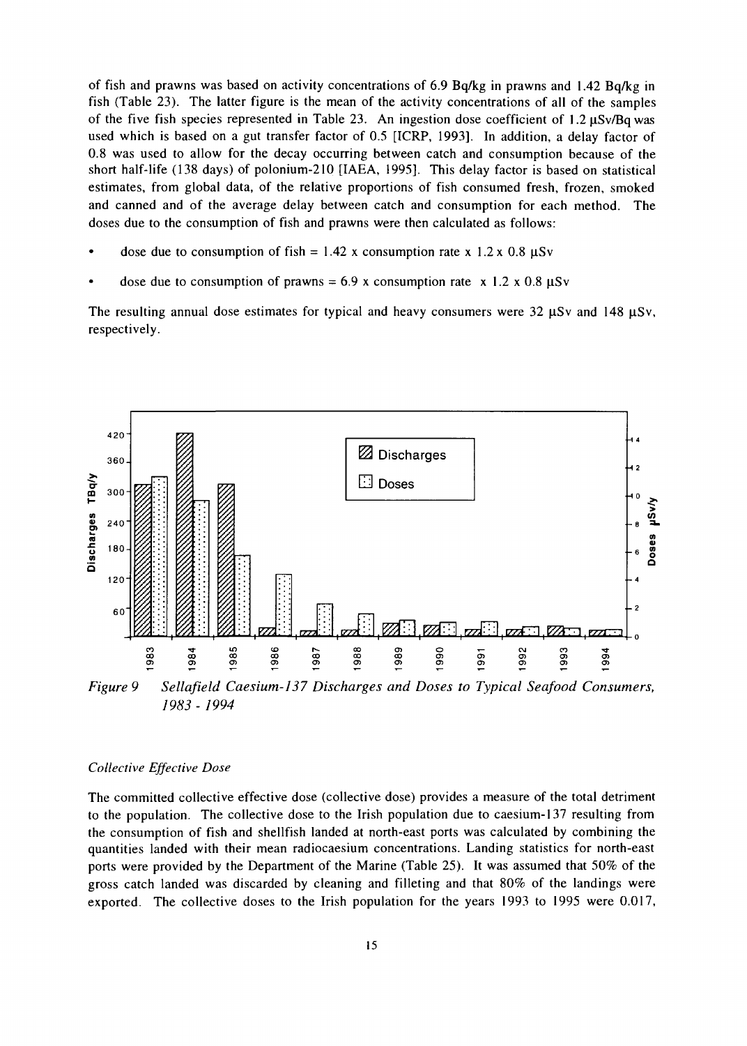of fish and prawns was based on activity concentrations of 6.9 Bq/kg in prawns and 1.42 Bq/kg in fish (Table 23). The latter figure is the mean of the activity concentrations of all of the samples of the five fish species represented in Table 23. An ingestion dose coefficient of 1.2 μSv/Bq was used which is based on a gut transfer factor of 0.5 [ICRP, 1993]. In addition, a delay factor of 0.8 was used to allow for the decay occurring between catch and consumption because of the short half-life (138 days) of polonium-210 [IAEA, 1995]. This delay factor is based on statistical estimates, from global data, of the relative proportions of fish consumed fresh, frozen, smoked and canned and of the average delay between catch and consumption for each method. The doses due to the consumption of fish and prawns were then calculated as follows:

- dose due to consumption of fish = 1.42 x consumption rate x 1.2 x 0.8 μSv
- dose due to consumption of prawns = 6.9 x consumption rate x 1.2 x 0.8 μSv

The resulting annual dose estimates for typical and heavy consumers were 32 μSv and 148 μSv, respectively.

*Figure 9 Sellafield Caesium-137 Discharges and Doses to Typical Seafood Consumers, 1983 - 1994*

### *Collective Effective Dose*

The committed collective effective dose (collective dose) provides a measure of the total detriment to the population. The collective dose to the Irish population due to caesium-137 resulting from the consumption of fish and shellfish landed at north-east ports was calculated by combining the quantities landed with their mean radiocaesium concentrations. Landing statistics for north-east ports were provided by the Department of the Marine (Table 25). It was assumed that 50% of the gross catch landed was discarded by cleaning and filleting and that 80% of the landings were exported. The collective doses to the Irish population for the years 1993 to 1995 were 0.017,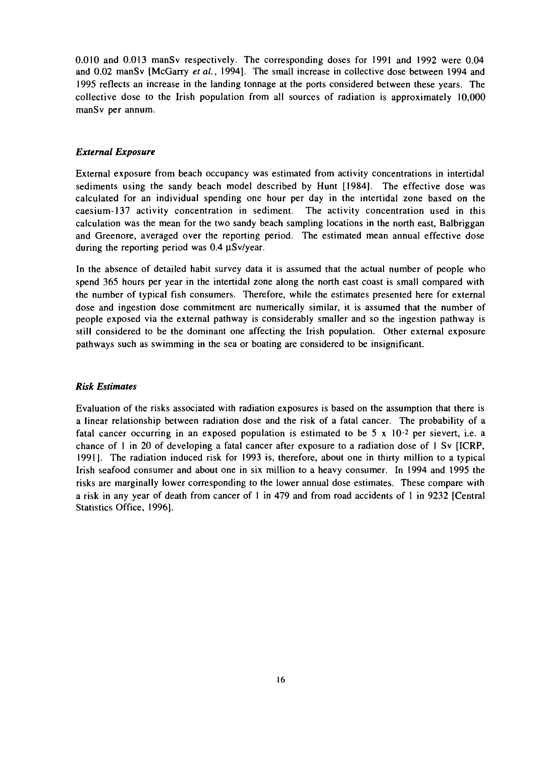0.010 and 0.013 manSv respectively. The corresponding doses for 1991 and 1992 were 0.04 and 0.02 manSv [McGarry *et al.*, 1994]. The small increase in collective dose between 1994 and 1995 reflects an increase in the landing tonnage at the ports considered between these years. The collective dose to the Irish population from all sources of radiation is approximately 10,000 manSv per annum.

### *External Exposure*

External exposure from beach occupancy was estimated from activity concentrations in intertidal sediments using the sandy beach model described by Hunt [1984]. The effective dose was calculated for an individual spending one hour per day in the intertidal zone based on the caesium-137 activity concentration in sediment. The activity concentration used in this calculation was the mean for the two sandy beach sampling locations in the north east, Balbriggan and Greenore, averaged over the reporting period. The estimated mean annual effective dose during the reporting period was 0.4 μSv/year.

In the absence of detailed habit survey data it is assumed that the actual number of people who spend 365 hours per year in the intertidal zone along the north east coast is small compared with the number of typical fish consumers. Therefore, while the estimates presented here for external dose and ingestion dose commitment are numerically similar, it is assumed that the number of people exposed via the external pathway is considerably smaller and so the ingestion pathway is still considered to be the dominant one affecting the Irish population. Other external exposure pathways such as swimming in the sea or boating are considered to be insignificant.

### *Risk Estimates*

Evaluation of the risks associated with radiation exposures is based on the assumption that there is a linear relationship between radiation dose and the risk of a fatal cancer. The probability of a fatal cancer occurring in an exposed population is estimated to be $5 \times 10^{-2}$ per sievert, i.e. a chance of 1 in 20 of developing a fatal cancer after exposure to a radiation dose of 1 Sv [ICRP, 1991]. The radiation induced risk for 1993 is, therefore, about one in thirty million to a typical Irish seafood consumer and about one in six million to a heavy consumer. In 1994 and 1995 the risks are marginally lower corresponding to the lower annual dose estimates. These compare with a risk in any year of death from cancer of 1 in 479 and from road accidents of 1 in 9232 [Central Statistics Office, 1996].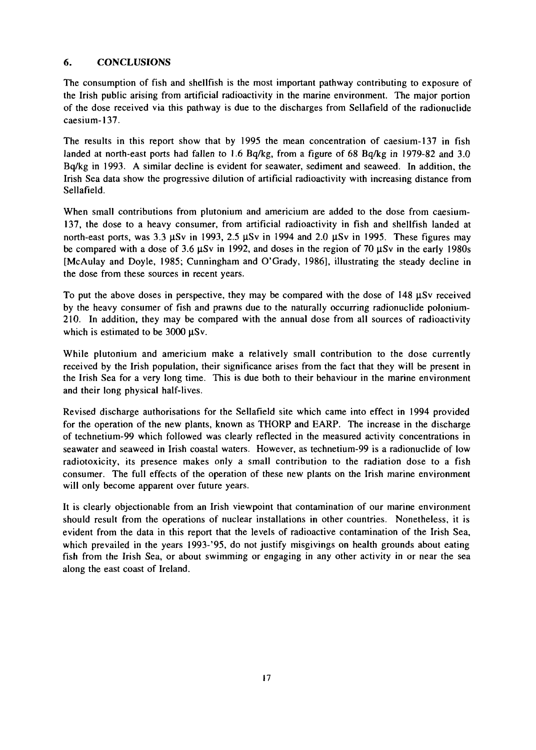## 6. CONCLUSIONS

The consumption of fish and shellfish is the most important pathway contributing to exposure of the Irish public arising from artificial radioactivity in the marine environment. The major portion of the dose received via this pathway is due to the discharges from Sellafield of the radionuclide caesium-137.

The results in this report show that by 1995 the mean concentration of caesium-137 in fish landed at north-east ports had fallen to 1.6 Bq/kg, from a figure of 68 Bq/kg in 1979-82 and 3.0 Bq/kg in 1993. A similar decline is evident for seawater, sediment and seaweed. In addition, the Irish Sea data show the progressive dilution of artificial radioactivity with increasing distance from Sellafield.

When small contributions from plutonium and americium are added to the dose from caesium-137, the dose to a heavy consumer, from artificial radioactivity in fish and shellfish landed at north-east ports, was 3.3 μSv in 1993, 2.5 μSv in 1994 and 2.0 μSv in 1995. These figures may be compared with a dose of 3.6 μSv in 1992, and doses in the region of 70 μSv in the early 1980s [McAulay and Doyle, 1985; Cunningham and O'Grady, 1986], illustrating the steady decline in the dose from these sources in recent years.

To put the above doses in perspective, they may be compared with the dose of 148 μSv received by the heavy consumer of fish and prawns due to the naturally occurring radionuclide polonium-210. In addition, they may be compared with the annual dose from all sources of radioactivity which is estimated to be 3000 μSv.

While plutonium and americium make a relatively small contribution to the dose currently received by the Irish population, their significance arises from the fact that they will be present in the Irish Sea for a very long time. This is due both to their behaviour in the marine environment and their long physical half-lives.

Revised discharge authorisations for the Sellafield site which came into effect in 1994 provided for the operation of the new plants, known as THORP and EARP. The increase in the discharge of technetium-99 which followed was clearly reflected in the measured activity concentrations in seawater and seaweed in Irish coastal waters. However, as technetium-99 is a radionuclide of low radiotoxicity, its presence makes only a small contribution to the radiation dose to a fish consumer. The full effects of the operation of these new plants on the Irish marine environment will only become apparent over future years.

It is clearly objectionable from an Irish viewpoint that contamination of our marine environment should result from the operations of nuclear installations in other countries. Nonetheless, it is evident from the data in this report that the levels of radioactive contamination of the Irish Sea, which prevailed in the years 1993-'95, do not justify misgivings on health grounds about eating fish from the Irish Sea, or about swimming or engaging in any other activity in or near the sea along the east coast of Ireland.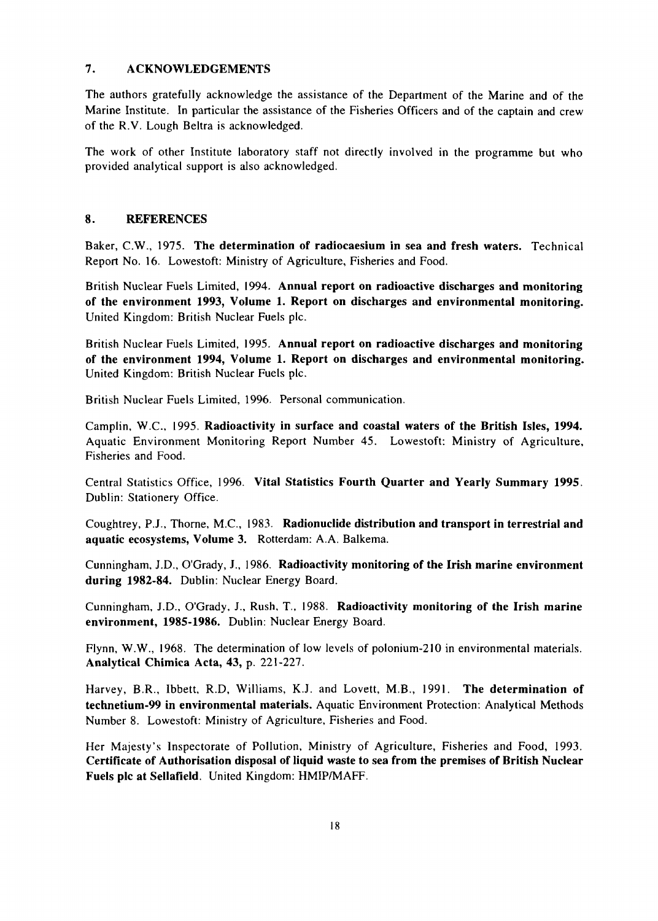## 7. ACKNOWLEDGEMENTS

The authors gratefully acknowledge the assistance of the Department of the Marine and of the Marine Institute. In particular the assistance of the Fisheries Officers and of the captain and crew of the R.V. Lough Beltra is acknowledged.

The work of other Institute laboratory staff not directly involved in the programme but who provided analytical support is also acknowledged.

## 8. REFERENCES

Baker, C.W., 1975. **The determination of radiocaesium in sea and fresh waters.** Technical Report No. 16. Lowestoft: Ministry of Agriculture, Fisheries and Food.

British Nuclear Fuels Limited, 1994. **Annual report on radioactive discharges and monitoring of the environment 1993, Volume 1. Report on discharges and environmental monitoring.** United Kingdom: British Nuclear Fuels plc.

British Nuclear Fuels Limited, 1995. **Annual report on radioactive discharges and monitoring of the environment 1994, Volume 1. Report on discharges and environmental monitoring.** United Kingdom: British Nuclear Fuels plc.

British Nuclear Fuels Limited, 1996. Personal communication.

Camplin, W.C., 1995. **Radioactivity in surface and coastal waters of the British Isles, 1994.** Aquatic Environment Monitoring Report Number 45. Lowestoft: Ministry of Agriculture, Fisheries and Food.

Central Statistics Office, 1996. **Vital Statistics Fourth Quarter and Yearly Summary 1995.** Dublin: Stationery Office.

Coughtrey, P.J., Thorne, M.C., 1983. **Radionuclide distribution and transport in terrestrial and aquatic ecosystems, Volume 3.** Rotterdam: A.A. Balkema.

Cunningham, J.D., O'Grady, J., 1986. **Radioactivity monitoring of the Irish marine environment during 1982-84.** Dublin: Nuclear Energy Board.

Cunningham, J.D., O'Grady, J., Rush, T., 1988. **Radioactivity monitoring of the Irish marine environment, 1985-1986.** Dublin: Nuclear Energy Board.

Flynn, W.W., 1968. The determination of low levels of polonium-210 in environmental materials. **Analytical Chimica Acta, 43,** p. 221-227.

Harvey, B.R., Ibbett, R.D, Williams, K.J. and Lovett, M.B., 1991. **The determination of technetium-99 in environmental materials.** Aquatic Environment Protection: Analytical Methods Number 8. Lowestoft: Ministry of Agriculture, Fisheries and Food.

Her Majesty's Inspectorate of Pollution, Ministry of Agriculture, Fisheries and Food, 1993. **Certificate of Authorisation disposal of liquid waste to sea from the premises of British Nuclear Fuels plc at Sellafield.** United Kingdom: HMIP/MAFF.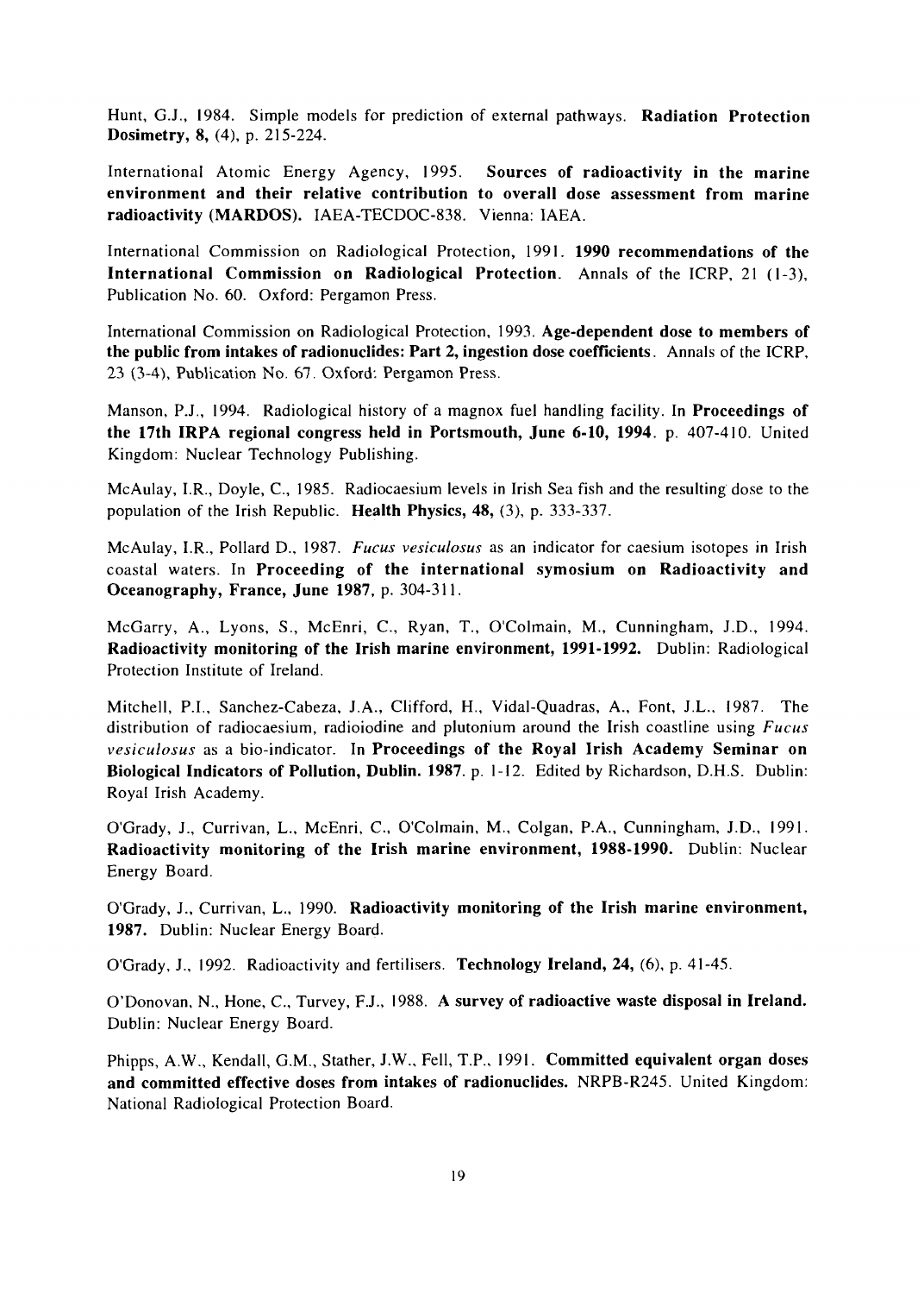Hunt, G.J., 1984. Simple models for prediction of external pathways. **Radiation Protection Dosimetry, 8,** (4), p. 215-224.

International Atomic Energy Agency, 1995. **Sources of radioactivity in the marine environment and their relative contribution to overall dose assessment from marine radioactivity (MARDOS).** IAEA-TECDOC-838. Vienna: IAEA.

International Commission on Radiological Protection, 1991. **1990 recommendations of the International Commission on Radiological Protection**. Annals of the ICRP, 21 (1-3), Publication No. 60. Oxford: Pergamon Press.

International Commission on Radiological Protection, 1993. **Age-dependent dose to members of the public from intakes of radionuclides: Part 2, ingestion dose coefficients**. Annals of the ICRP, 23 (3-4), Publication No. 67. Oxford: Pergamon Press.

Manson, P.J., 1994. Radiological history of a magnox fuel handling facility. In **Proceedings of the 17th IRPA regional congress held in Portsmouth, June 6-10, 1994**. p. 407-410. United Kingdom: Nuclear Technology Publishing.

McAulay, I.R., Doyle, C., 1985. Radiocaesium levels in Irish Sea fish and the resulting dose to the population of the Irish Republic. **Health Physics, 48,** (3), p. 333-337.

McAulay, I.R., Pollard D., 1987. *Fucus vesiculosus* as an indicator for caesium isotopes in Irish coastal waters. In **Proceeding of the international symosium on Radioactivity and Oceanography, France, June 1987**, p. 304-311.

McGarry, A., Lyons, S., McEnri, C., Ryan, T., O'Colmain, M., Cunningham, J.D., 1994. **Radioactivity monitoring of the Irish marine environment, 1991-1992.** Dublin: Radiological Protection Institute of Ireland.

Mitchell, P.I., Sanchez-Cabeza, J.A., Clifford, H., Vidal-Quadras, A., Font, J.L., 1987. The distribution of radiocaesium, radioiodine and plutonium around the Irish coastline using *Fucus vesiculosus* as a bio-indicator. In **Proceedings of the Royal Irish Academy Seminar on Biological Indicators of Pollution, Dublin. 1987**. p. 1-12. Edited by Richardson, D.H.S. Dublin: Royal Irish Academy.

O'Grady, J., Currivan, L., McEnri, C., O'Colmain, M., Colgan, P.A., Cunningham, J.D., 1991. **Radioactivity monitoring of the Irish marine environment, 1988-1990.** Dublin: Nuclear Energy Board.

O'Grady, J., Currivan, L., 1990. **Radioactivity monitoring of the Irish marine environment, 1987.** Dublin: Nuclear Energy Board.

O'Grady, J., 1992. Radioactivity and fertilisers. **Technology Ireland, 24,** (6), p. 41-45.

O'Donovan, N., Hone, C., Turvey, F.J., 1988. **A survey of radioactive waste disposal in Ireland.** Dublin: Nuclear Energy Board.

Phipps, A.W., Kendall, G.M., Stather, J.W., Fell, T.P., 1991. **Committed equivalent organ doses and committed effective doses from intakes of radionuclides.** NRPB-R245. United Kingdom: National Radiological Protection Board.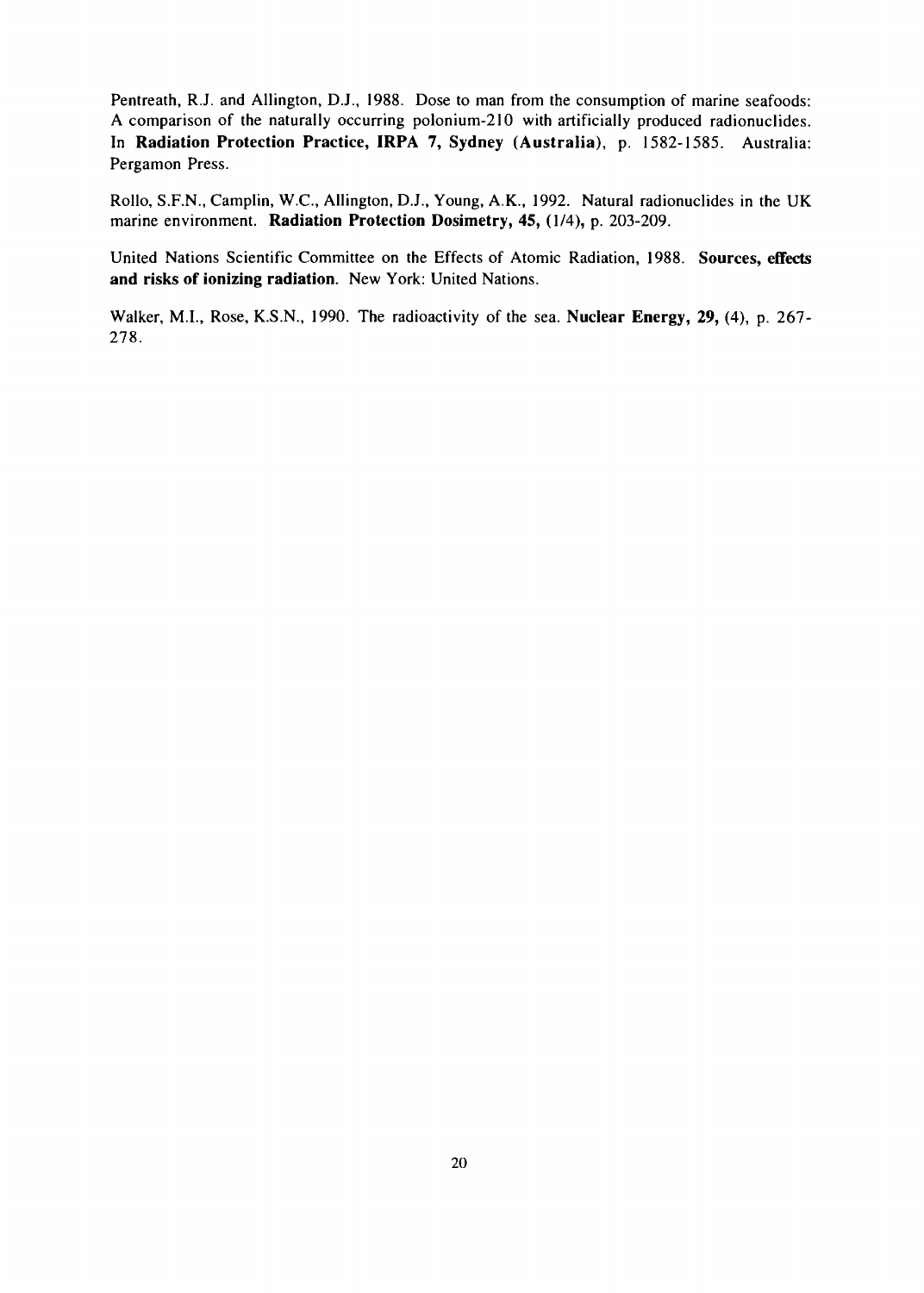Pentreath, R.J. and Allington, D.J., 1988. Dose to man from the consumption of marine seafoods: A comparison of the naturally occurring polonium-210 with artificially produced radionuclides. In **Radiation Protection Practice, IRPA 7, Sydney (Australia)**, p. 1582-1585. Australia: Pergamon Press.

Rollo, S.F.N., Camplin, W.C., Allington, D.J., Young, A.K., 1992. Natural radionuclides in the UK marine environment. **Radiation Protection Dosimetry, 45, (1/4),** p. 203-209.

United Nations Scientific Committee on the Effects of Atomic Radiation, 1988. **Sources, effects and risks of ionizing radiation.** New York: United Nations.

Walker, M.I., Rose, K.S.N., 1990. The radioactivity of the sea. **Nuclear Energy, 29,** (4), p. 267-278.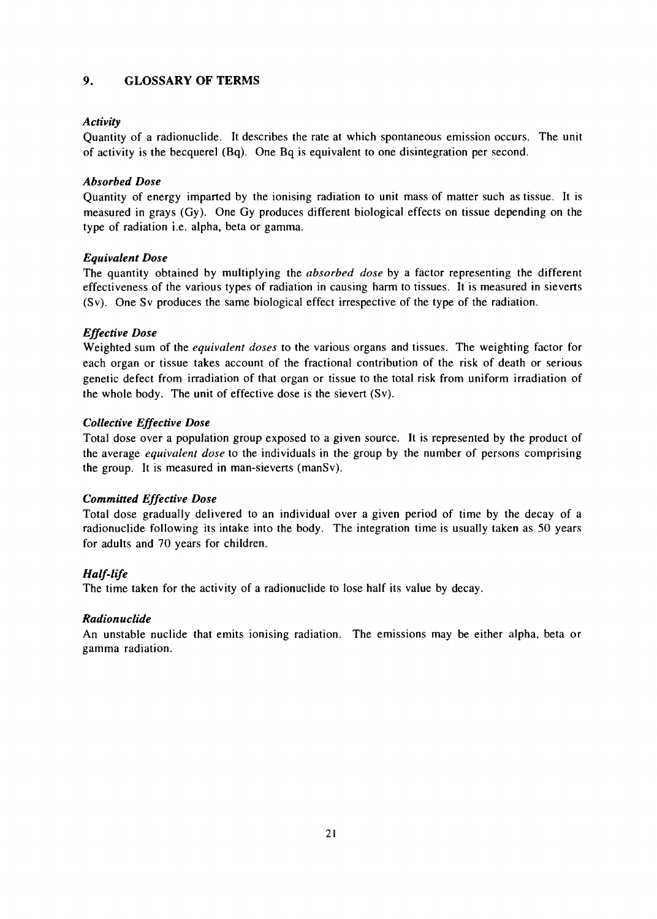## 9. GLOSSARY OF TERMS

***Activity***

Quantity of a radionuclide. It describes the rate at which spontaneous emission occurs. The unit of activity is the becquerel (Bq). One Bq is equivalent to one disintegration per second.

***Absorbed Dose***

Quantity of energy imparted by the ionising radiation to unit mass of matter such as tissue. It is measured in grays (Gy). One Gy produces different biological effects on tissue depending on the type of radiation i.e. alpha, beta or gamma.

***Equivalent Dose***

The quantity obtained by multiplying the *absorbed dose* by a factor representing the different effectiveness of the various types of radiation in causing harm to tissues. It is measured in sieverts (Sv). One Sv produces the same biological effect irrespective of the type of the radiation.

***Effective Dose***

Weighted sum of the *equivalent doses* to the various organs and tissues. The weighting factor for each organ or tissue takes account of the fractional contribution of the risk of death or serious genetic defect from irradiation of that organ or tissue to the total risk from uniform irradiation of the whole body. The unit of effective dose is the sievert (Sv).

***Collective Effective Dose***

Total dose over a population group exposed to a given source. It is represented by the product of the average *equivalent dose* to the individuals in the group by the number of persons comprising the group. It is measured in man-sieverts (manSv).

***Committed Effective Dose***

Total dose gradually delivered to an individual over a given period of time by the decay of a radionuclide following its intake into the body. The integration time is usually taken as 50 years for adults and 70 years for children.

***Half-life***

The time taken for the activity of a radionuclide to lose half its value by decay.

***Radionuclide***

An unstable nuclide that emits ionising radiation. The emissions may be either alpha, beta or gamma radiation.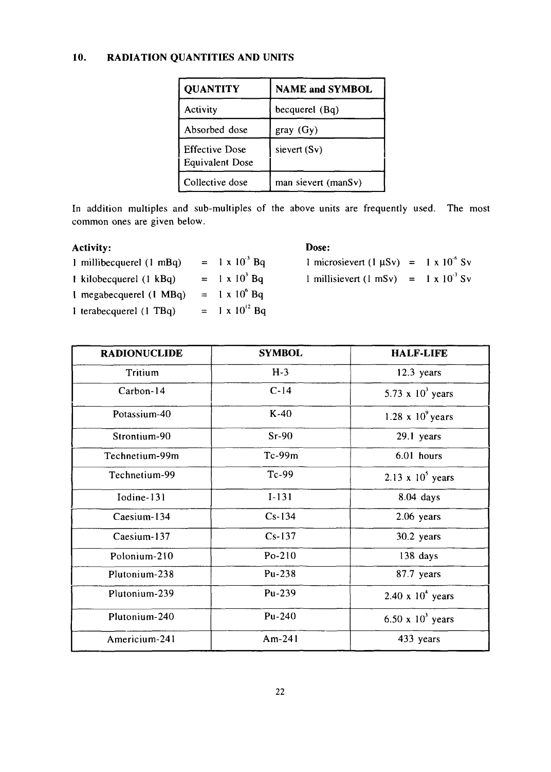## 10. RADIATION QUANTITIES AND UNITS

| QUANTITY | NAME and SYMBOL |
|---|---|
| Activity | becquerel (Bq) |
| Absorbed dose | gray (Gy) |
| Effective Dose<br>Equivalent Dose | sievert (Sv) |
| Collective dose | man sievert (manSv) |

In addition multiples and sub-multiples of the above units are frequently used. The most common ones are given below.

**Activity:**

1 millibecquerel (1 mBq) = $1 \times 10^{-3}$ Bq
1 kilobecquerel (1 kBq) = $1 \times 10^{3}$ Bq
1 megabecquerel (1 MBq) = $1 \times 10^{6}$ Bq
1 terabecquerel (1 TBq) = $1 \times 10^{12}$ Bq

**Dose:**

1 microsievert (1 μSv) = $1 \times 10^{-6}$ Sv
1 millisievert (1 mSv) = $1 \times 10^{-3}$ Sv

| RADIONUCLIDE | SYMBOL | HALF-LIFE |
|---|---|---|
| Tritium | H-3 | 12.3 years |
| Carbon-14 | C-14 | $5.73 \times 10^{3}$ years |
| Potassium-40 | K-40 | $1.28 \times 10^{9}$ years |
| Strontium-90 | Sr-90 | 29.1 years |
| Technetium-99m | Tc-99m | 6.01 hours |
| Technetium-99 | Tc-99 | $2.13 \times 10^{5}$ years |
| Iodine-131 | I-131 | 8.04 days |
| Caesium-134 | Cs-134 | 2.06 years |
| Caesium-137 | Cs-137 | 30.2 years |
| Polonium-210 | Po-210 | 138 days |
| Plutonium-238 | Pu-238 | 87.7 years |
| Plutonium-239 | Pu-239 | $2.40 \times 10^{4}$ years |
| Plutonium-240 | Pu-240 | $6.50 \times 10^{3}$ years |
| Americium-241 | Am-241 | 433 years |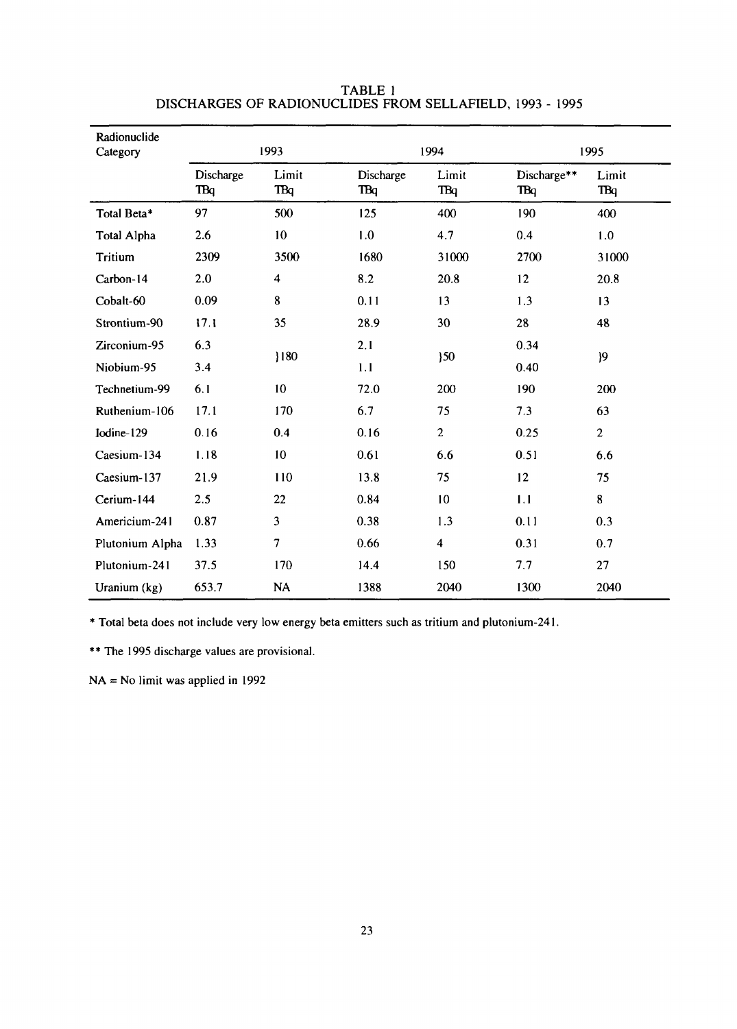# TABLE 1
## DISCHARGES OF RADIONUCLIDES FROM SELLAFIELD, 1993 - 1995

| Radionuclide Category | 1993 | | 1994 | | 1995 | |
|---|---|---|---|---|---|---|
| | Discharge TBq | Limit TBq | Discharge TBq | Limit TBq | Discharge** TBq | Limit TBq |
| Total Beta* | 97 | 500 | 125 | 400 | 190 | 400 |
| Total Alpha | 2.6 | 10 | 1.0 | 4.7 | 0.4 | 1.0 |
| Tritium | 2309 | 3500 | 1680 | 31000 | 2700 | 31000 |
| Carbon-14 | 2.0 | 4 | 8.2 | 20.8 | 12 | 20.8 |
| Cobalt-60 | 0.09 | 8 | 0.11 | 13 | 1.3 | 13 |
| Strontium-90 | 17.1 | 35 | 28.9 | 30 | 28 | 48 |
| Zirconium-95 | 6.3 | }180 | 2.1 | }50 | 0.34 | }9 |
| Niobium-95 | 3.4 | | 1.1 | | 0.40 | |
| Technetium-99 | 6.1 | 10 | 72.0 | 200 | 190 | 200 |
| Ruthenium-106 | 17.1 | 170 | 6.7 | 75 | 7.3 | 63 |
| Iodine-129 | 0.16 | 0.4 | 0.16 | 2 | 0.25 | 2 |
| Caesium-134 | 1.18 | 10 | 0.61 | 6.6 | 0.51 | 6.6 |
| Caesium-137 | 21.9 | 110 | 13.8 | 75 | 12 | 75 |
| Cerium-144 | 2.5 | 22 | 0.84 | 10 | 1.1 | 8 |
| Americium-241 | 0.87 | 3 | 0.38 | 1.3 | 0.11 | 0.3 |
| Plutonium Alpha | 1.33 | 7 | 0.66 | 4 | 0.31 | 0.7 |
| Plutonium-241 | 37.5 | 170 | 14.4 | 150 | 7.7 | 27 |
| Uranium (kg) | 653.7 | NA | 1388 | 2040 | 1300 | 2040 |

* Total beta does not include very low energy beta emitters such as tritium and plutonium-241.

** The 1995 discharge values are provisional.

NA = No limit was applied in 1992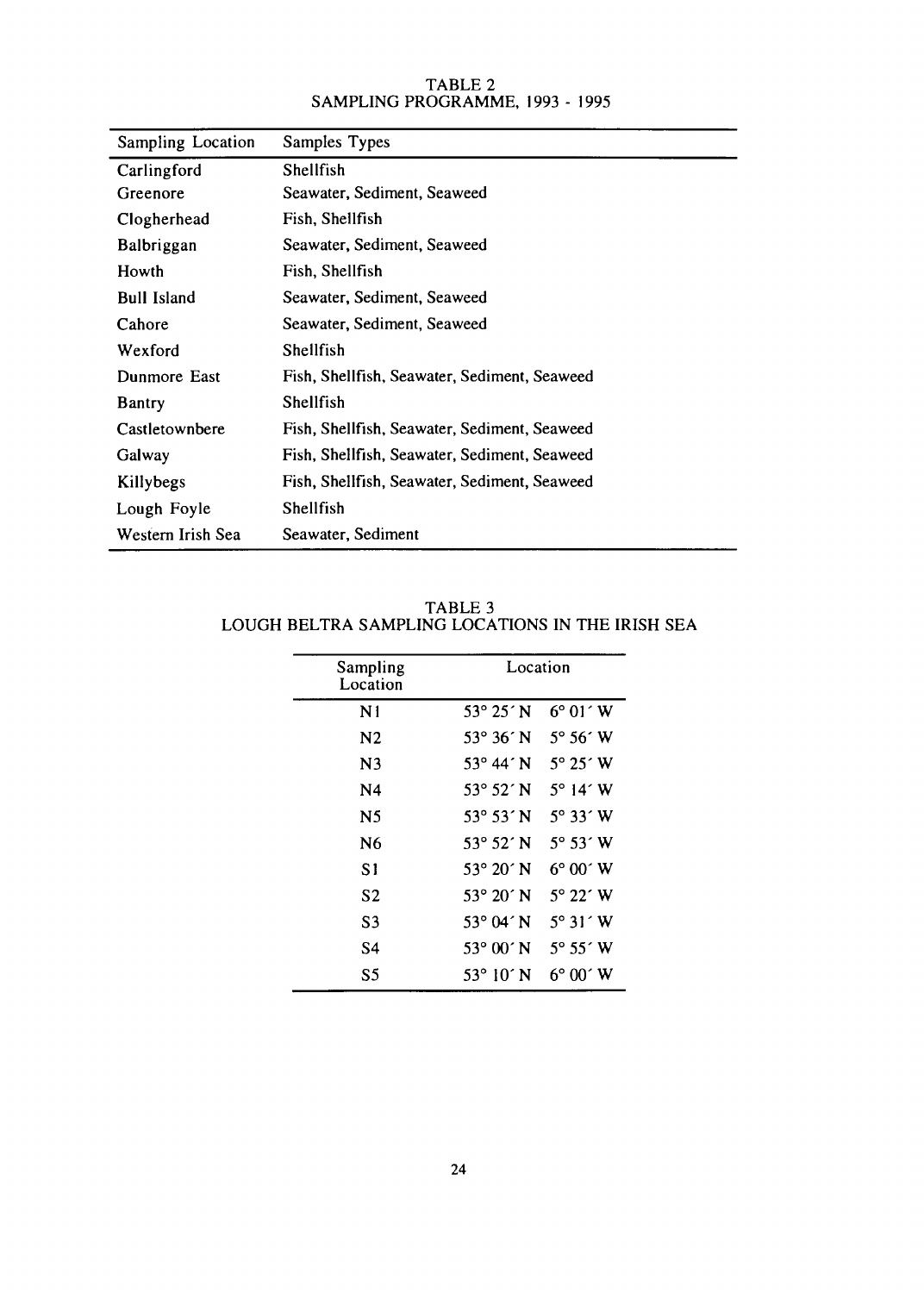TABLE 2
SAMPLING PROGRAMME, 1993 - 1995

| Sampling Location | Samples Types |
|---|---|
| Carlingford | Shellfish |
| Greenore | Seawater, Sediment, Seaweed |
| Clogherhead | Fish, Shellfish |
| Balbriggan | Seawater, Sediment, Seaweed |
| Howth | Fish, Shellfish |
| Bull Island | Seawater, Sediment, Seaweed |
| Cahore | Seawater, Sediment, Seaweed |
| Wexford | Shellfish |
| Dunmore East | Fish, Shellfish, Seawater, Sediment, Seaweed |
| Bantry | Shellfish |
| Castletownbere | Fish, Shellfish, Seawater, Sediment, Seaweed |
| Galway | Fish, Shellfish, Seawater, Sediment, Seaweed |
| Killybegs | Fish, Shellfish, Seawater, Sediment, Seaweed |
| Lough Foyle | Shellfish |
| Western Irish Sea | Seawater, Sediment |

TABLE 3
LOUGH BELTRA SAMPLING LOCATIONS IN THE IRISH SEA

| Sampling Location | Location | |
|---|---|---|
| N1 | 53° 25′ N | 6° 01′ W |
| N2 | 53° 36′ N | 5° 56′ W |
| N3 | 53° 44′ N | 5° 25′ W |
| N4 | 53° 52′ N | 5° 14′ W |
| N5 | 53° 53′ N | 5° 33′ W |
| N6 | 53° 52′ N | 5° 53′ W |
| S1 | 53° 20′ N | 6° 00′ W |
| S2 | 53° 20′ N | 5° 22′ W |
| S3 | 53° 04′ N | 5° 31′ W |
| S4 | 53° 00′ N | 5° 55′ W |
| S5 | 53° 10′ N | 6° 00′ W |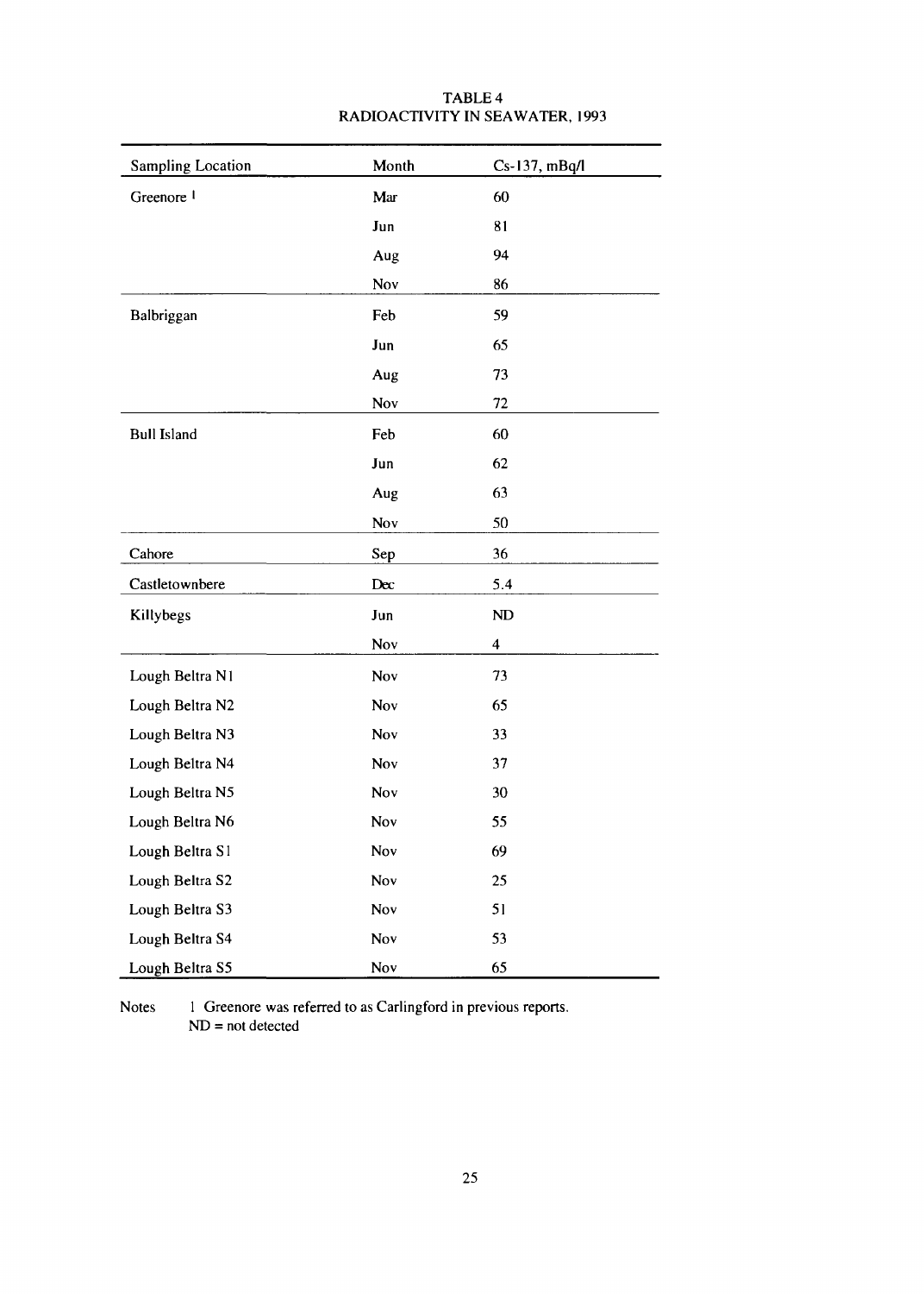# TABLE 4
## RADIOACTIVITY IN SEAWATER, 1993

| Sampling Location | Month | Cs-137, mBq/l |
|---|---|---|
| Greenore [1] | Mar | 60 |
| | Jun | 81 |
| | Aug | 94 |
| | Nov | 86 |
| Balbriggan | Feb | 59 |
| | Jun | 65 |
| | Aug | 73 |
| | Nov | 72 |
| Bull Island | Feb | 60 |
| | Jun | 62 |
| | Aug | 63 |
| | Nov | 50 |
| Cahore | Sep | 36 |
| Castletownbere | Dec | 5.4 |
| Killybegs | Jun | ND |
| | Nov | 4 |
| Lough Beltra N1 | Nov | 73 |
| Lough Beltra N2 | Nov | 65 |
| Lough Beltra N3 | Nov | 33 |
| Lough Beltra N4 | Nov | 37 |
| Lough Beltra N5 | Nov | 30 |
| Lough Beltra N6 | Nov | 55 |
| Lough Beltra S1 | Nov | 69 |
| Lough Beltra S2 | Nov | 25 |
| Lough Beltra S3 | Nov | 51 |
| Lough Beltra S4 | Nov | 53 |
| Lough Beltra S5 | Nov | 65 |

Notes 1 Greenore was referred to as Carlingford in previous reports.
ND = not detected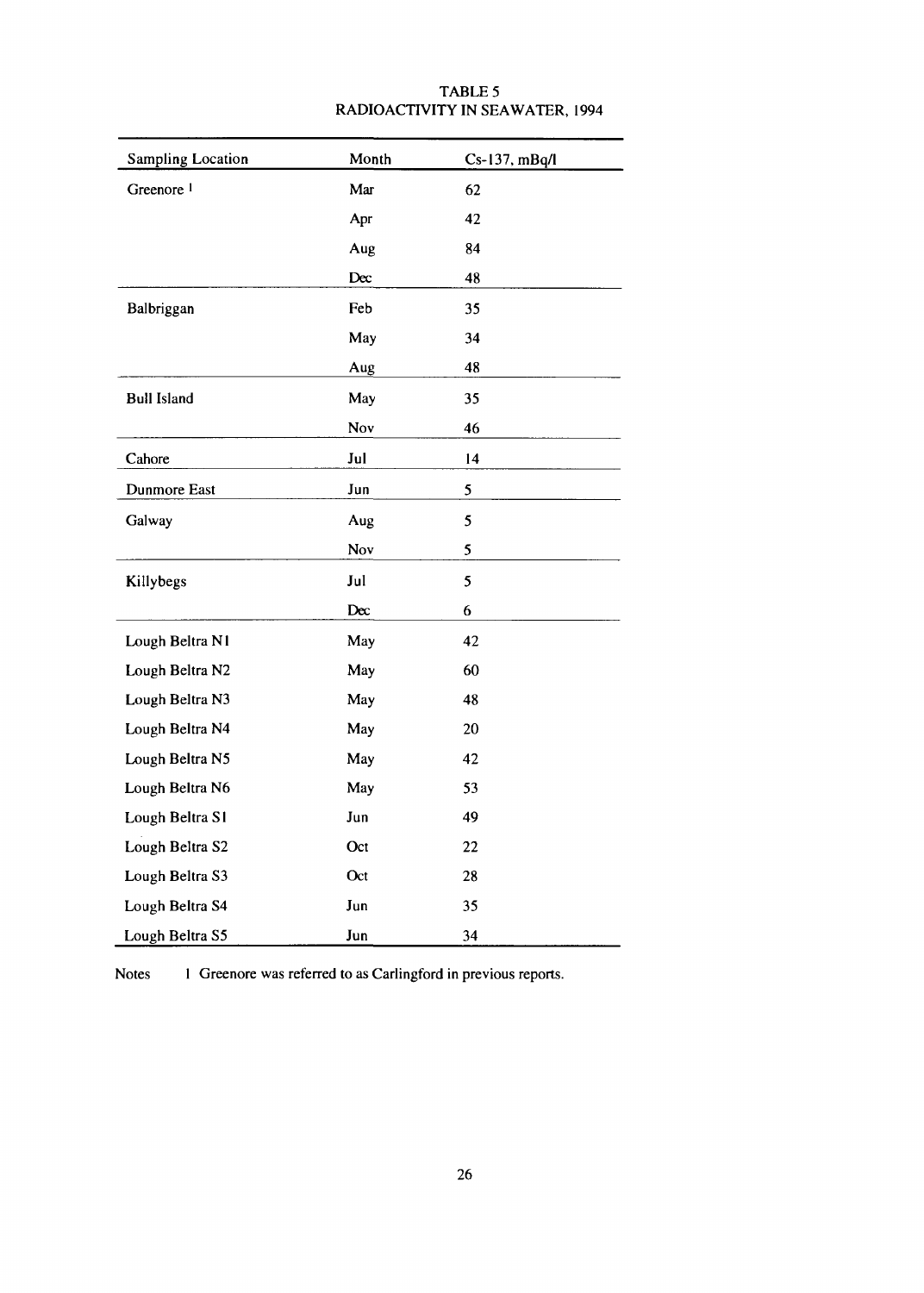# TABLE 5
## RADIOACTIVITY IN SEAWATER, 1994

| Sampling Location | Month | Cs-137, mBq/l |
|---|---|---|
| Greenore [1] | Mar | 62 |
| | Apr | 42 |
| | Aug | 84 |
| | Dec | 48 |
| Balbriggan | Feb | 35 |
| | May | 34 |
| | Aug | 48 |
| Bull Island | May | 35 |
| | Nov | 46 |
| Cahore | Jul | 14 |
| Dunmore East | Jun | 5 |
| Galway | Aug | 5 |
| | Nov | 5 |
| Killybegs | Jul | 5 |
| | Dec | 6 |
| Lough Beltra N1 | May | 42 |
| Lough Beltra N2 | May | 60 |
| Lough Beltra N3 | May | 48 |
| Lough Beltra N4 | May | 20 |
| Lough Beltra N5 | May | 42 |
| Lough Beltra N6 | May | 53 |
| Lough Beltra S1 | Jun | 49 |
| Lough Beltra S2 | Oct | 22 |
| Lough Beltra S3 | Oct | 28 |
| Lough Beltra S4 | Jun | 35 |
| Lough Beltra S5 | Jun | 34 |

Notes 1 Greenore was referred to as Carlingford in previous reports.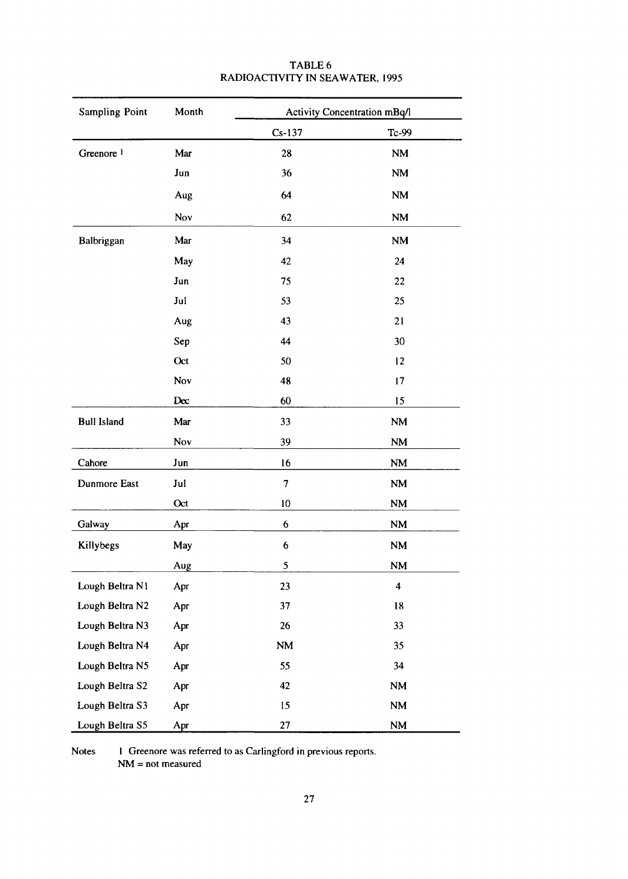TABLE 6
RADIOACTIVITY IN SEAWATER, 1995

| Sampling Point | Month | Activity Concentration mBq/l | |
|---|---|---|---|
| | | Cs-137 | Tc-99 |
| Greenore [1] | Mar | 28 | NM |
| | Jun | 36 | NM |
| | Aug | 64 | NM |
| | Nov | 62 | NM |
| Balbriggan | Mar | 34 | NM |
| | May | 42 | 24 |
| | Jun | 75 | 22 |
| | Jul | 53 | 25 |
| | Aug | 43 | 21 |
| | Sep | 44 | 30 |
| | Oct | 50 | 12 |
| | Nov | 48 | 17 |
| | Dec | 60 | 15 |
| Bull Island | Mar | 33 | NM |
| | Nov | 39 | NM |
| Cahore | Jun | 16 | NM |
| Dunmore East | Jul | 7 | NM |
| | Oct | 10 | NM |
| Galway | Apr | 6 | NM |
| Killybegs | May | 6 | NM |
| | Aug | 5 | NM |
| Lough Beltra N1 | Apr | 23 | 4 |
| Lough Beltra N2 | Apr | 37 | 18 |
| Lough Beltra N3 | Apr | 26 | 33 |
| Lough Beltra N4 | Apr | NM | 35 |
| Lough Beltra N5 | Apr | 55 | 34 |
| Lough Beltra S2 | Apr | 42 | NM |
| Lough Beltra S3 | Apr | 15 | NM |
| Lough Beltra S5 | Apr | 27 | NM |

Notes 1 Greenore was referred to as Carlingford in previous reports.
NM = not measured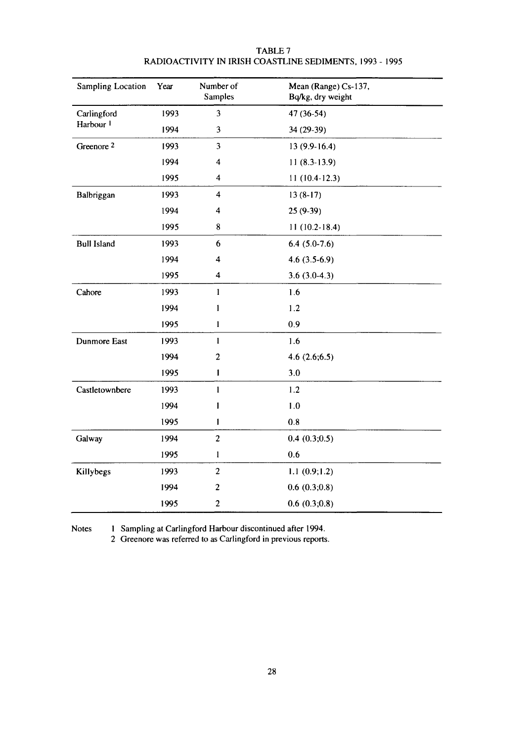# TABLE 7
## RADIOACTIVITY IN IRISH COASTLINE SEDIMENTS, 1993 - 1995

| Sampling Location | Year | Number of Samples | Mean (Range) Cs-137, Bq/kg, dry weight |
|---|---|---|---|
| Carlingford Harbour [1] | 1993 | 3 | 47 (36-54) |
| | 1994 | 3 | 34 (29-39) |
| Greenore [2] | 1993 | 3 | 13 (9.9-16.4) |
| | 1994 | 4 | 11 (8.3-13.9) |
| | 1995 | 4 | 11 (10.4-12.3) |
| Balbriggan | 1993 | 4 | 13 (8-17) |
| | 1994 | 4 | 25 (9-39) |
| | 1995 | 8 | 11 (10.2-18.4) |
| Bull Island | 1993 | 6 | 6.4 (5.0-7.6) |
| | 1994 | 4 | 4.6 (3.5-6.9) |
| | 1995 | 4 | 3.6 (3.0-4.3) |
| Cahore | 1993 | 1 | 1.6 |
| | 1994 | 1 | 1.2 |
| | 1995 | 1 | 0.9 |
| Dunmore East | 1993 | 1 | 1.6 |
| | 1994 | 2 | 4.6 (2.6;6.5) |
| | 1995 | 1 | 3.0 |
| Castletownbere | 1993 | 1 | 1.2 |
| | 1994 | 1 | 1.0 |
| | 1995 | 1 | 0.8 |
| Galway | 1994 | 2 | 0.4 (0.3;0.5) |
| | 1995 | 1 | 0.6 |
| Killybegs | 1993 | 2 | 1.1 (0.9;1.2) |
| | 1994 | 2 | 0.6 (0.3;0.8) |
| | 1995 | 2 | 0.6 (0.3;0.8) |

Notes
1 Sampling at Carlingford Harbour discontinued after 1994.
2 Greenore was referred to as Carlingford in previous reports.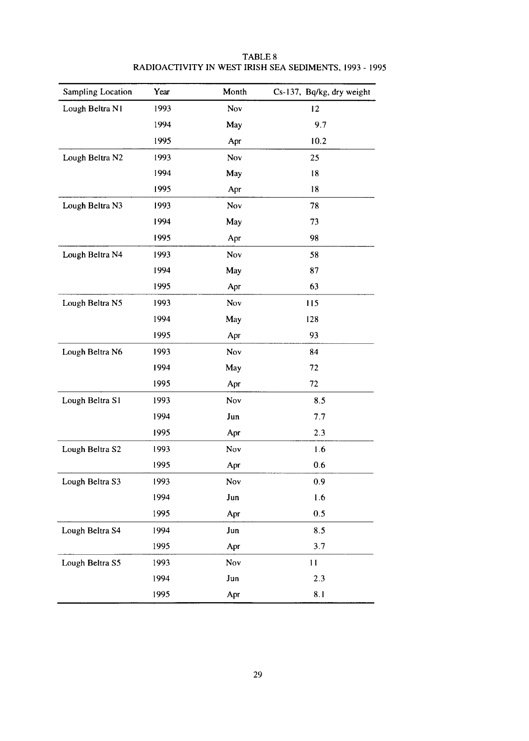TABLE 8
RADIOACTIVITY IN WEST IRISH SEA SEDIMENTS, 1993 - 1995

| Sampling Location | Year | Month | Cs-137, Bq/kg, dry weight |
|---|---|---|---|
| Lough Beltra N1 | 1993 | Nov | 12 |
| | 1994 | May | 9.7 |
| | 1995 | Apr | 10.2 |
| Lough Beltra N2 | 1993 | Nov | 25 |
| | 1994 | May | 18 |
| | 1995 | Apr | 18 |
| Lough Beltra N3 | 1993 | Nov | 78 |
| | 1994 | May | 73 |
| | 1995 | Apr | 98 |
| Lough Beltra N4 | 1993 | Nov | 58 |
| | 1994 | May | 87 |
| | 1995 | Apr | 63 |
| Lough Beltra N5 | 1993 | Nov | 115 |
| | 1994 | May | 128 |
| | 1995 | Apr | 93 |
| Lough Beltra N6 | 1993 | Nov | 84 |
| | 1994 | May | 72 |
| | 1995 | Apr | 72 |
| Lough Beltra S1 | 1993 | Nov | 8.5 |
| | 1994 | Jun | 7.7 |
| | 1995 | Apr | 2.3 |
| Lough Beltra S2 | 1993 | Nov | 1.6 |
| | 1995 | Apr | 0.6 |
| Lough Beltra S3 | 1993 | Nov | 0.9 |
| | 1994 | Jun | 1.6 |
| | 1995 | Apr | 0.5 |
| Lough Beltra S4 | 1994 | Jun | 8.5 |
| | 1995 | Apr | 3.7 |
| Lough Beltra S5 | 1993 | Nov | 11 |
| | 1994 | Jun | 2.3 |
| | 1995 | Apr | 8.1 |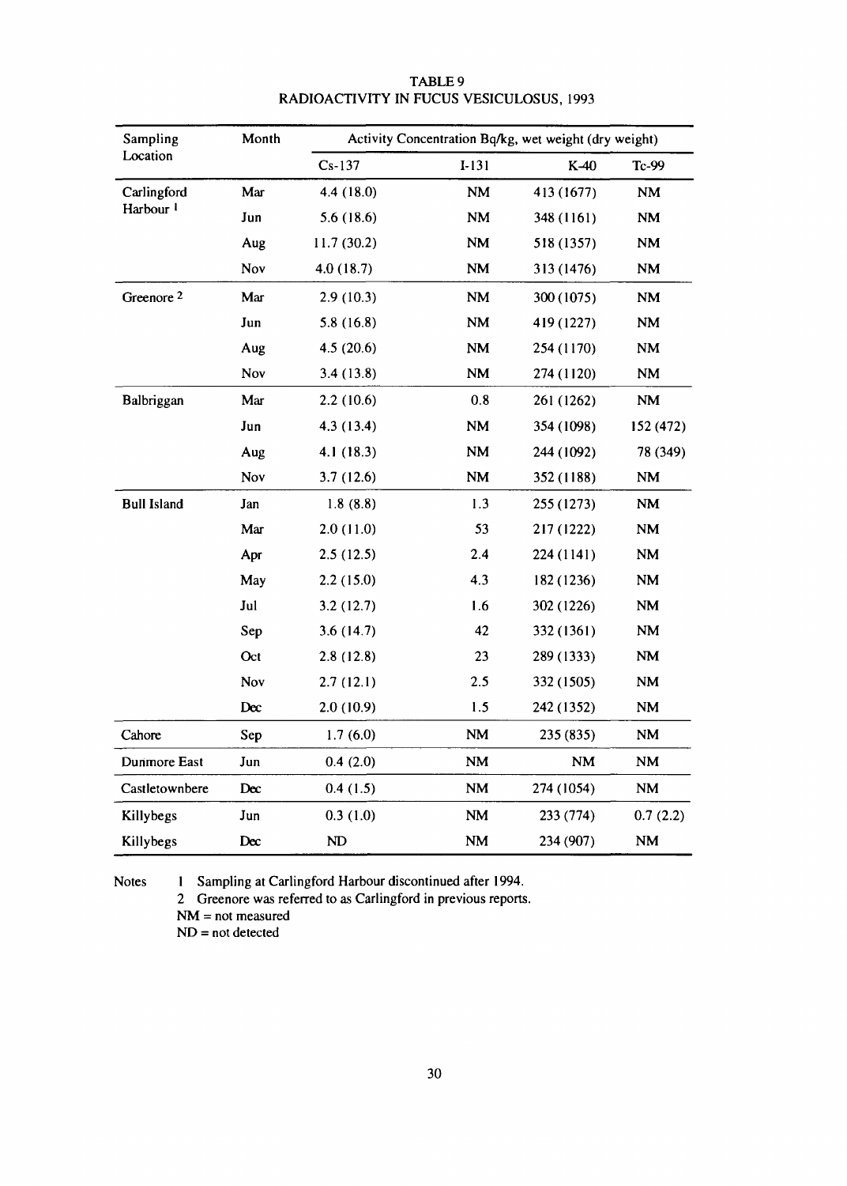TABLE 9
RADIOACTIVITY IN FUCUS VESICULOSUS, 1993

| Sampling Location | Month | Activity Concentration Bq/kg, wet weight (dry weight) | | | |
|---|---|---|---|---|---|
| | | Cs-137 | I-131 | K-40 | Tc-99 |
| Carlingford Harbour [1] | Mar | 4.4 (18.0) | NM | 413 (1677) | NM |
| | Jun | 5.6 (18.6) | NM | 348 (1161) | NM |
| | Aug | 11.7 (30.2) | NM | 518 (1357) | NM |
| | Nov | 4.0 (18.7) | NM | 313 (1476) | NM |
| Greenore [2] | Mar | 2.9 (10.3) | NM | 300 (1075) | NM |
| | Jun | 5.8 (16.8) | NM | 419 (1227) | NM |
| | Aug | 4.5 (20.6) | NM | 254 (1170) | NM |
| | Nov | 3.4 (13.8) | NM | 274 (1120) | NM |
| Balbriggan | Mar | 2.2 (10.6) | 0.8 | 261 (1262) | NM |
| | Jun | 4.3 (13.4) | NM | 354 (1098) | 152 (472) |
| | Aug | 4.1 (18.3) | NM | 244 (1092) | 78 (349) |
| | Nov | 3.7 (12.6) | NM | 352 (1188) | NM |
| Bull Island | Jan | 1.8 (8.8) | 1.3 | 255 (1273) | NM |
| | Mar | 2.0 (11.0) | 53 | 217 (1222) | NM |
| | Apr | 2.5 (12.5) | 2.4 | 224 (1141) | NM |
| | May | 2.2 (15.0) | 4.3 | 182 (1236) | NM |
| | Jul | 3.2 (12.7) | 1.6 | 302 (1226) | NM |
| | Sep | 3.6 (14.7) | 42 | 332 (1361) | NM |
| | Oct | 2.8 (12.8) | 23 | 289 (1333) | NM |
| | Nov | 2.7 (12.1) | 2.5 | 332 (1505) | NM |
| | Dec | 2.0 (10.9) | 1.5 | 242 (1352) | NM |
| Cahore | Sep | 1.7 (6.0) | NM | 235 (835) | NM |
| Dunmore East | Jun | 0.4 (2.0) | NM | NM | NM |
| Castletownbere | Dec | 0.4 (1.5) | NM | 274 (1054) | NM |
| Killybegs | Jun | 0.3 (1.0) | NM | 233 (774) | 0.7 (2.2) |
| Killybegs | Dec | ND | NM | 234 (907) | NM |

Notes
1 Sampling at Carlingford Harbour discontinued after 1994.
2 Greenore was referred to as Carlingford in previous reports.
NM = not measured
ND = not detected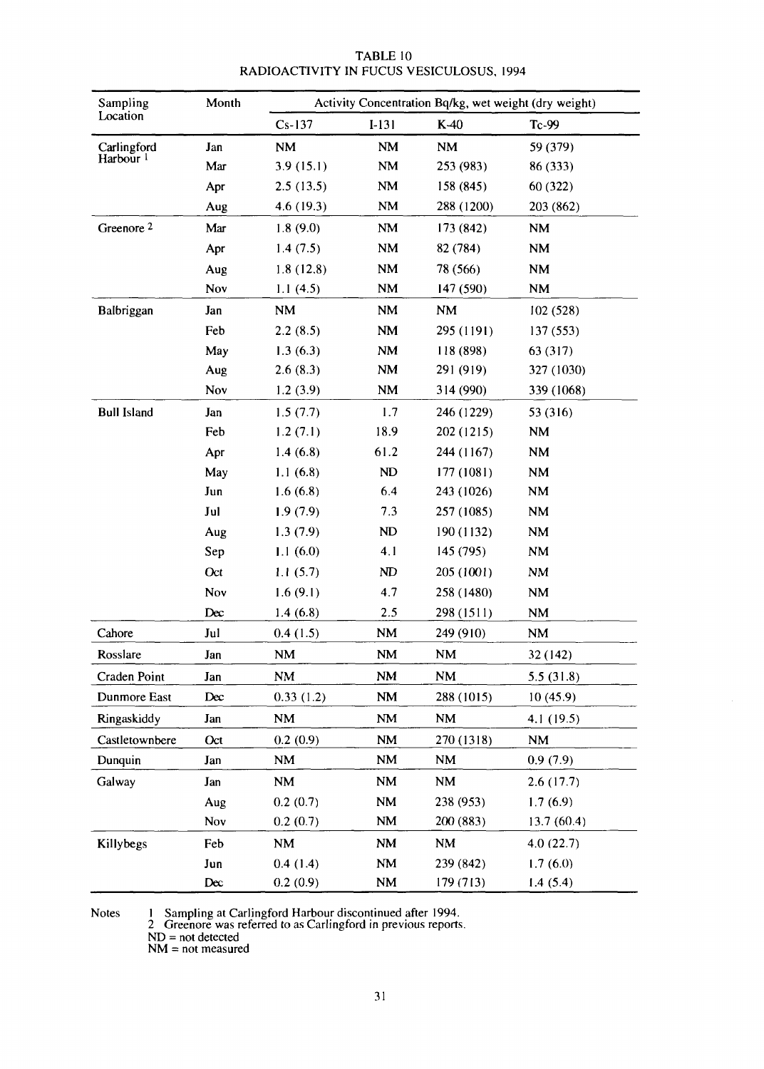# TABLE 10
# RADIOACTIVITY IN FUCUS VESICULOSUS, 1994

| Sampling Location | Month | Activity Concentration Bq/kg, wet weight (dry weight) | | | |
|---|---|---|---|---|---|
| | | Cs-137 | I-131 | K-40 | Tc-99 |
| Carlingford Harbour [1] | Jan | NM | NM | NM | 59 (379) |
| | Mar | 3.9 (15.1) | NM | 253 (983) | 86 (333) |
| | Apr | 2.5 (13.5) | NM | 158 (845) | 60 (322) |
| | Aug | 4.6 (19.3) | NM | 288 (1200) | 203 (862) |
| Greenore [2] | Mar | 1.8 (9.0) | NM | 173 (842) | NM |
| | Apr | 1.4 (7.5) | NM | 82 (784) | NM |
| | Aug | 1.8 (12.8) | NM | 78 (566) | NM |
| | Nov | 1.1 (4.5) | NM | 147 (590) | NM |
| Balbriggan | Jan | NM | NM | NM | 102 (528) |
| | Feb | 2.2 (8.5) | NM | 295 (1191) | 137 (553) |
| | May | 1.3 (6.3) | NM | 118 (898) | 63 (317) |
| | Aug | 2.6 (8.3) | NM | 291 (919) | 327 (1030) |
| | Nov | 1.2 (3.9) | NM | 314 (990) | 339 (1068) |
| Bull Island | Jan | 1.5 (7.7) | 1.7 | 246 (1229) | 53 (316) |
| | Feb | 1.2 (7.1) | 18.9 | 202 (1215) | NM |
| | Apr | 1.4 (6.8) | 61.2 | 244 (1167) | NM |
| | May | 1.1 (6.8) | ND | 177 (1081) | NM |
| | Jun | 1.6 (6.8) | 6.4 | 243 (1026) | NM |
| | Jul | 1.9 (7.9) | 7.3 | 257 (1085) | NM |
| | Aug | 1.3 (7.9) | ND | 190 (1132) | NM |
| | Sep | 1.1 (6.0) | 4.1 | 145 (795) | NM |
| | Oct | 1.1 (5.7) | ND | 205 (1001) | NM |
| | Nov | 1.6 (9.1) | 4.7 | 258 (1480) | NM |
| | Dec | 1.4 (6.8) | 2.5 | 298 (1511) | NM |
| Cahore | Jul | 0.4 (1.5) | NM | 249 (910) | NM |
| Rosslare | Jan | NM | NM | NM | 32 (142) |
| Craden Point | Jan | NM | NM | NM | 5.5 (31.8) |
| Dunmore East | Dec | 0.33 (1.2) | NM | 288 (1015) | 10 (45.9) |
| Ringaskiddy | Jan | NM | NM | NM | 4.1 (19.5) |
| Castletownbere | Oct | 0.2 (0.9) | NM | 270 (1318) | NM |
| Dunquin | Jan | NM | NM | NM | 0.9 (7.9) |
| Galway | Jan | NM | NM | NM | 2.6 (17.7) |
| | Aug | 0.2 (0.7) | NM | 238 (953) | 1.7 (6.9) |
| | Nov | 0.2 (0.7) | NM | 200 (883) | 13.7 (60.4) |
| Killybegs | Feb | NM | NM | NM | 4.0 (22.7) |
| | Jun | 0.4 (1.4) | NM | 239 (842) | 1.7 (6.0) |
| | Dec | 0.2 (0.9) | NM | 179 (713) | 1.4 (5.4) |

Notes
1 Sampling at Carlingford Harbour discontinued after 1994.
2 Greenore was referred to as Carlingford in previous reports.
ND = not detected
NM = not measured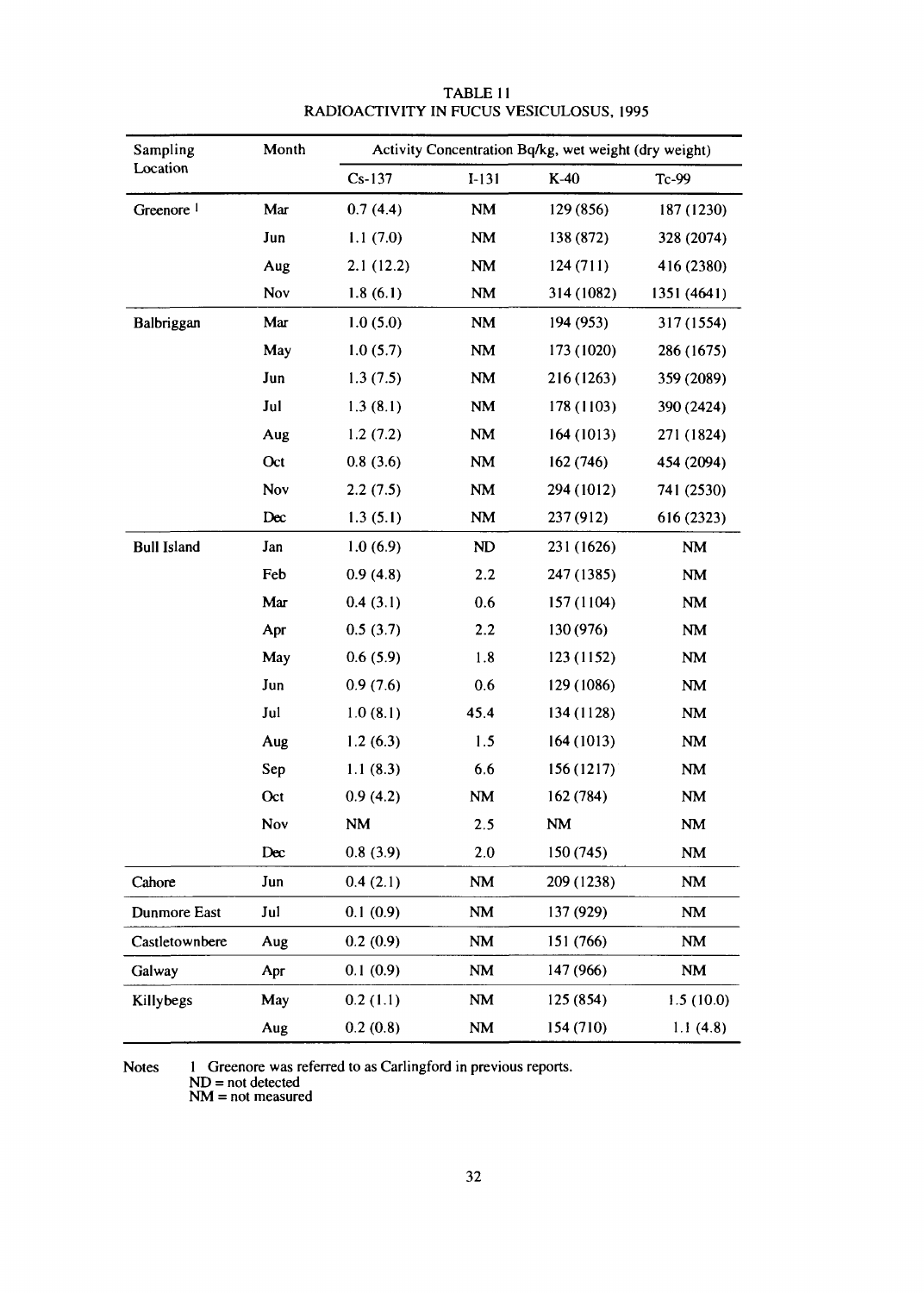TABLE 11
RADIOACTIVITY IN FUCUS VESICULOSUS, 1995

| Sampling Location | Month | Activity Concentration Bq/kg, wet weight (dry weight) | | | |
|---|---|---|---|---|---|
| | | Cs-137 | I-131 | K-40 | Tc-99 |
| Greenore [1] | Mar | 0.7 (4.4) | NM | 129 (856) | 187 (1230) |
| | Jun | 1.1 (7.0) | NM | 138 (872) | 328 (2074) |
| | Aug | 2.1 (12.2) | NM | 124 (711) | 416 (2380) |
| | Nov | 1.8 (6.1) | NM | 314 (1082) | 1351 (4641) |
| Balbriggan | Mar | 1.0 (5.0) | NM | 194 (953) | 317 (1554) |
| | May | 1.0 (5.7) | NM | 173 (1020) | 286 (1675) |
| | Jun | 1.3 (7.5) | NM | 216 (1263) | 359 (2089) |
| | Jul | 1.3 (8.1) | NM | 178 (1103) | 390 (2424) |
| | Aug | 1.2 (7.2) | NM | 164 (1013) | 271 (1824) |
| | Oct | 0.8 (3.6) | NM | 162 (746) | 454 (2094) |
| | Nov | 2.2 (7.5) | NM | 294 (1012) | 741 (2530) |
| | Dec | 1.3 (5.1) | NM | 237 (912) | 616 (2323) |
| Bull Island | Jan | 1.0 (6.9) | ND | 231 (1626) | NM |
| | Feb | 0.9 (4.8) | 2.2 | 247 (1385) | NM |
| | Mar | 0.4 (3.1) | 0.6 | 157 (1104) | NM |
| | Apr | 0.5 (3.7) | 2.2 | 130 (976) | NM |
| | May | 0.6 (5.9) | 1.8 | 123 (1152) | NM |
| | Jun | 0.9 (7.6) | 0.6 | 129 (1086) | NM |
| | Jul | 1.0 (8.1) | 45.4 | 134 (1128) | NM |
| | Aug | 1.2 (6.3) | 1.5 | 164 (1013) | NM |
| | Sep | 1.1 (8.3) | 6.6 | 156 (1217) | NM |
| | Oct | 0.9 (4.2) | NM | 162 (784) | NM |
| | Nov | NM | 2.5 | NM | NM |
| | Dec | 0.8 (3.9) | 2.0 | 150 (745) | NM |
| Cahore | Jun | 0.4 (2.1) | NM | 209 (1238) | NM |
| Dunmore East | Jul | 0.1 (0.9) | NM | 137 (929) | NM |
| Castletownbere | Aug | 0.2 (0.9) | NM | 151 (766) | NM |
| Galway | Apr | 0.1 (0.9) | NM | 147 (966) | NM |
| Killybegs | May | 0.2 (1.1) | NM | 125 (854) | 1.5 (10.0) |
| | Aug | 0.2 (0.8) | NM | 154 (710) | 1.1 (4.8) |

Notes
1 Greenore was referred to as Carlingford in previous reports.
ND = not detected
NM = not measured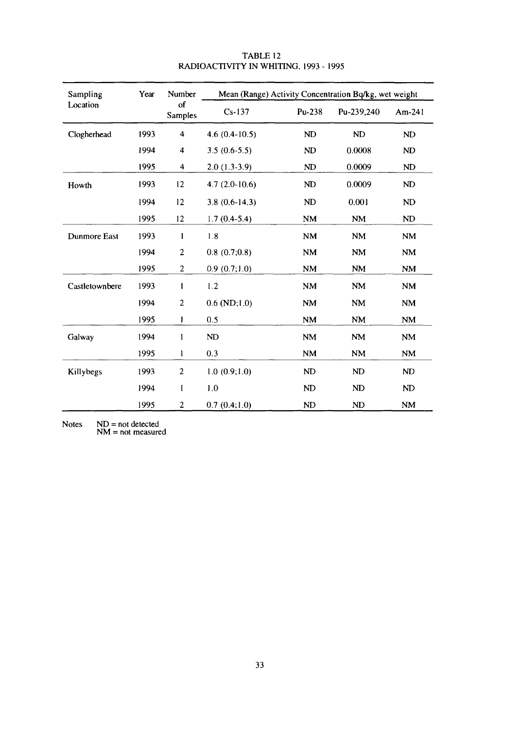# TABLE 12
## RADIOACTIVITY IN WHITING, 1993 - 1995

| Sampling Location | Year | Number of Samples | Mean (Range) Activity Concentration Bq/kg, wet weight | | | |
|---|---|---|---|---|---|---|
| | | | Cs-137 | Pu-238 | Pu-239,240 | Am-241 |
| Clogherhead | 1993 | 4 | 4.6 (0.4-10.5) | ND | ND | ND |
| | 1994 | 4 | 3.5 (0.6-5.5) | ND | 0.0008 | ND |
| | 1995 | 4 | 2.0 (1.3-3.9) | ND | 0.0009 | ND |
| Howth | 1993 | 12 | 4.7 (2.0-10.6) | ND | 0.0009 | ND |
| | 1994 | 12 | 3.8 (0.6-14.3) | ND | 0.001 | ND |
| | 1995 | 12 | 1.7 (0.4-5.4) | NM | NM | ND |
| Dunmore East | 1993 | 1 | 1.8 | NM | NM | NM |
| | 1994 | 2 | 0.8 (0.7;0.8) | NM | NM | NM |
| | 1995 | 2 | 0.9 (0.7;1.0) | NM | NM | NM |
| Castletownbere | 1993 | 1 | 1.2 | NM | NM | NM |
| | 1994 | 2 | 0.6 (ND;1.0) | NM | NM | NM |
| | 1995 | 1 | 0.5 | NM | NM | NM |
| Galway | 1994 | 1 | ND | NM | NM | NM |
| | 1995 | 1 | 0.3 | NM | NM | NM |
| Killybegs | 1993 | 2 | 1.0 (0.9;1.0) | ND | ND | ND |
| | 1994 | 1 | 1.0 | ND | ND | ND |
| | 1995 | 2 | 0.7 (0.4;1.0) | ND | ND | NM |

Notes ND = not detected
NM = not measured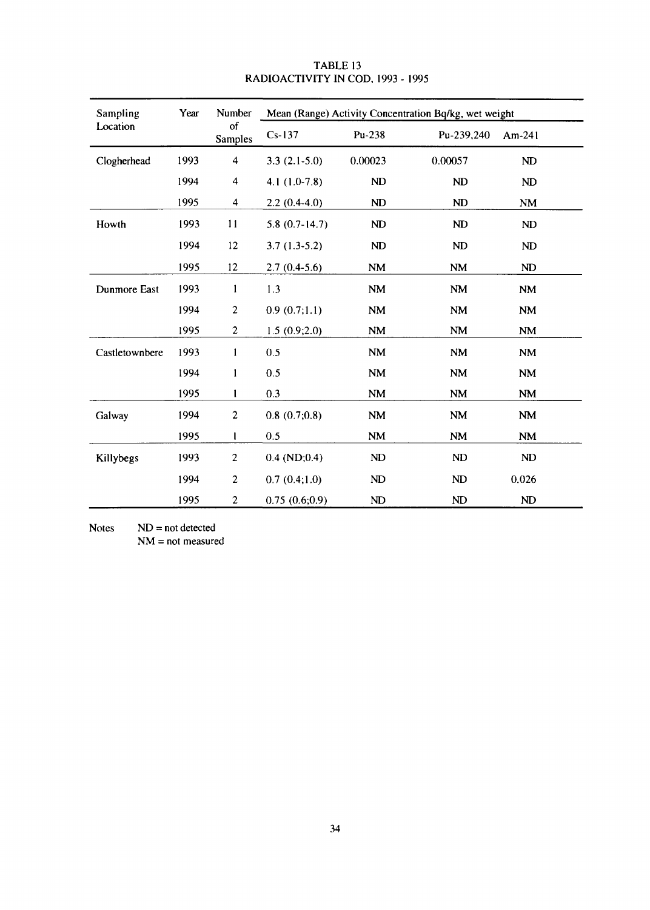# TABLE 13
## RADIOACTIVITY IN COD, 1993 - 1995

| Sampling Location | Year | Number of Samples | Mean (Range) Activity Concentration Bq/kg, wet weight | | | |
|---|---|---|---|---|---|---|
| | | | Cs-137 | Pu-238 | Pu-239,240 | Am-241 |
| Clogherhead | 1993 | 4 | 3.3 (2.1-5.0) | 0.00023 | 0.00057 | ND |
| | 1994 | 4 | 4.1 (1.0-7.8) | ND | ND | ND |
| | 1995 | 4 | 2.2 (0.4-4.0) | ND | ND | NM |
| Howth | 1993 | 11 | 5.8 (0.7-14.7) | ND | ND | ND |
| | 1994 | 12 | 3.7 (1.3-5.2) | ND | ND | ND |
| | 1995 | 12 | 2.7 (0.4-5.6) | NM | NM | ND |
| Dunmore East | 1993 | 1 | 1.3 | NM | NM | NM |
| | 1994 | 2 | 0.9 (0.7;1.1) | NM | NM | NM |
| | 1995 | 2 | 1.5 (0.9;2.0) | NM | NM | NM |
| Castletownbere | 1993 | 1 | 0.5 | NM | NM | NM |
| | 1994 | 1 | 0.5 | NM | NM | NM |
| | 1995 | 1 | 0.3 | NM | NM | NM |
| Galway | 1994 | 2 | 0.8 (0.7;0.8) | NM | NM | NM |
| | 1995 | 1 | 0.5 | NM | NM | NM |
| Killybegs | 1993 | 2 | 0.4 (ND;0.4) | ND | ND | ND |
| | 1994 | 2 | 0.7 (0.4;1.0) | ND | ND | 0.026 |
| | 1995 | 2 | 0.75 (0.6;0.9) | ND | ND | ND |

Notes ND = not detected
NM = not measured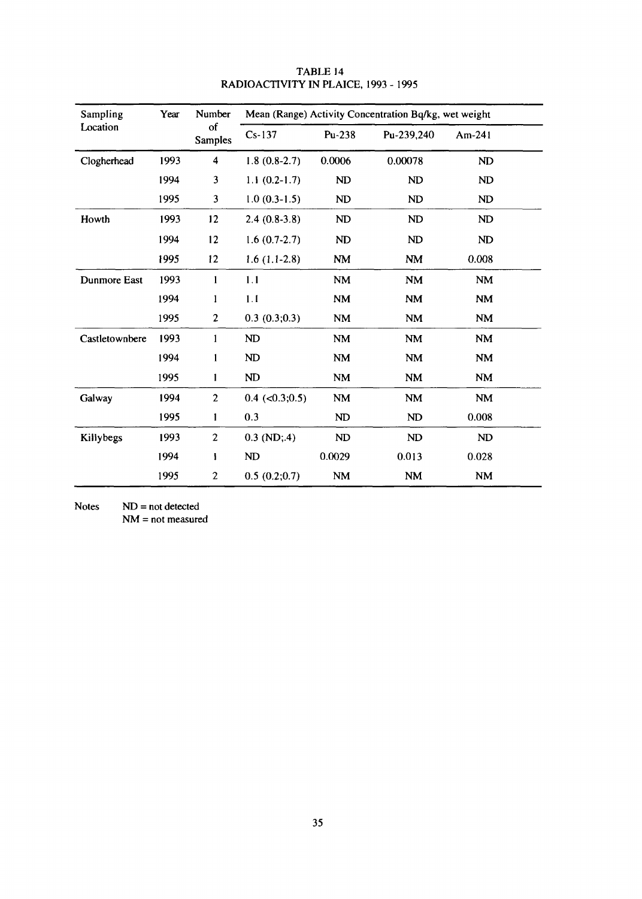# TABLE 14
# RADIOACTIVITY IN PLAICE, 1993 - 1995

| Sampling Location | Year | Number of Samples | Mean (Range) Activity Concentration Bq/kg, wet weight | | | |
|---|---|---|---|---|---|---|
| | | | Cs-137 | Pu-238 | Pu-239,240 | Am-241 |
| Clogherhead | 1993 | 4 | 1.8 (0.8-2.7) | 0.0006 | 0.00078 | ND |
| | 1994 | 3 | 1.1 (0.2-1.7) | ND | ND | ND |
| | 1995 | 3 | 1.0 (0.3-1.5) | ND | ND | ND |
| Howth | 1993 | 12 | 2.4 (0.8-3.8) | ND | ND | ND |
| | 1994 | 12 | 1.6 (0.7-2.7) | ND | ND | ND |
| | 1995 | 12 | 1.6 (1.1-2.8) | NM | NM | 0.008 |
| Dunmore East | 1993 | 1 | 1.1 | NM | NM | NM |
| | 1994 | 1 | 1.1 | NM | NM | NM |
| | 1995 | 2 | 0.3 (0.3;0.3) | NM | NM | NM |
| Castletownbere | 1993 | 1 | ND | NM | NM | NM |
| | 1994 | 1 | ND | NM | NM | NM |
| | 1995 | 1 | ND | NM | NM | NM |
| Galway | 1994 | 2 | 0.4 (<0.3;0.5) | NM | NM | NM |
| | 1995 | 1 | 0.3 | ND | ND | 0.008 |
| Killybegs | 1993 | 2 | 0.3 (ND;.4) | ND | ND | ND |
| | 1994 | 1 | ND | 0.0029 | 0.013 | 0.028 |
| | 1995 | 2 | 0.5 (0.2;0.7) | NM | NM | NM |

Notes ND = not detected
NM = not measured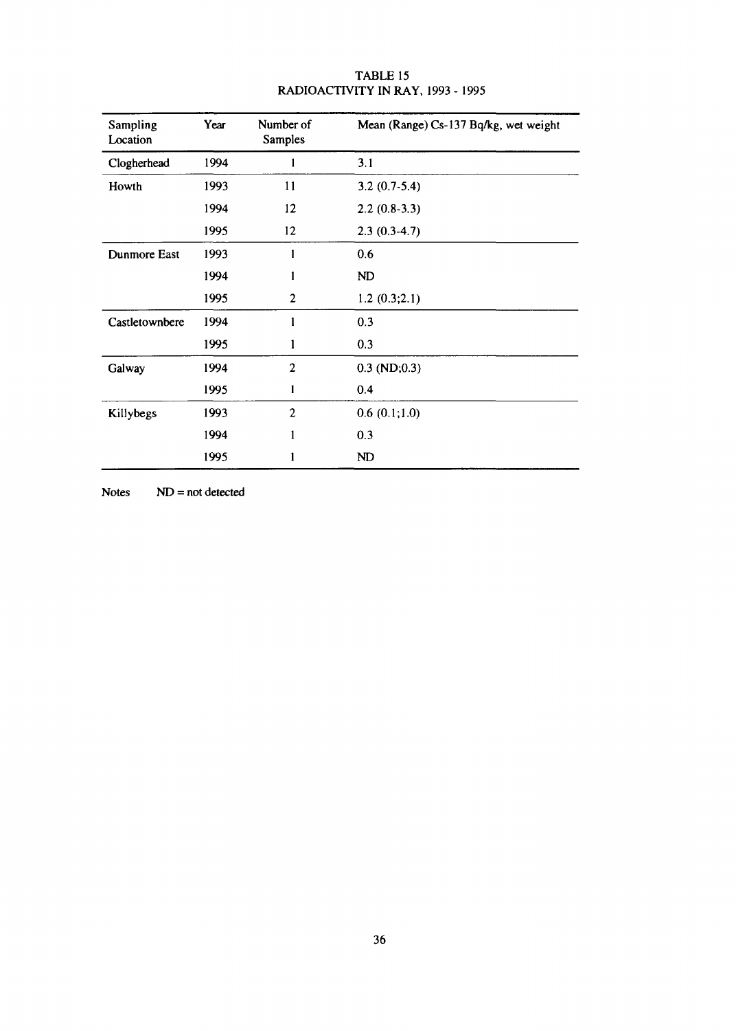# TABLE 15
## RADIOACTIVITY IN RAY, 1993 - 1995

| Sampling Location | Year | Number of Samples | Mean (Range) Cs-137 Bq/kg, wet weight |
|---|---|---|---|
| Clogherhead | 1994 | 1 | 3.1 |
| Howth | 1993 | 11 | 3.2 (0.7-5.4) |
| | 1994 | 12 | 2.2 (0.8-3.3) |
| | 1995 | 12 | 2.3 (0.3-4.7) |
| Dunmore East | 1993 | 1 | 0.6 |
| | 1994 | 1 | ND |
| | 1995 | 2 | 1.2 (0.3;2.1) |
| Castletownbere | 1994 | 1 | 0.3 |
| | 1995 | 1 | 0.3 |
| Galway | 1994 | 2 | 0.3 (ND;0.3) |
| | 1995 | 1 | 0.4 |
| Killybegs | 1993 | 2 | 0.6 (0.1;1.0) |
| | 1994 | 1 | 0.3 |
| | 1995 | 1 | ND |

Notes ND = not detected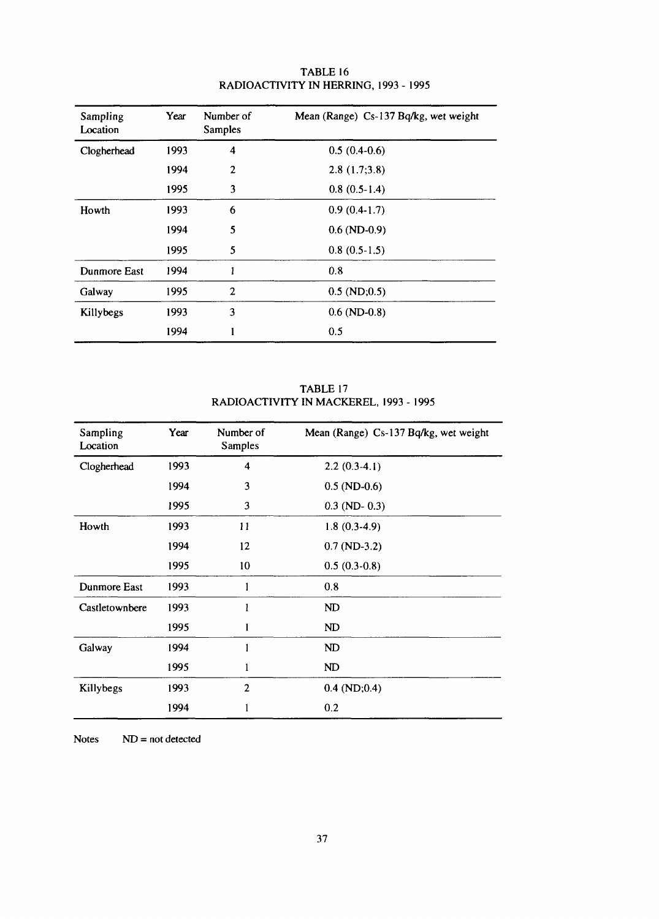## TABLE 16
## RADIOACTIVITY IN HERRING, 1993 - 1995

| Sampling Location | Year | Number of Samples | Mean (Range) Cs-137 Bq/kg, wet weight |
|---|---|---|---|
| Clogherhead | 1993 | 4 | 0.5 (0.4-0.6) |
| | 1994 | 2 | 2.8 (1.7;3.8) |
| | 1995 | 3 | 0.8 (0.5-1.4) |
| Howth | 1993 | 6 | 0.9 (0.4-1.7) |
| | 1994 | 5 | 0.6 (ND-0.9) |
| | 1995 | 5 | 0.8 (0.5-1.5) |
| Dunmore East | 1994 | 1 | 0.8 |
| Galway | 1995 | 2 | 0.5 (ND;0.5) |
| Killybegs | 1993 | 3 | 0.6 (ND-0.8) |
| | 1994 | 1 | 0.5 |

## TABLE 17
## RADIOACTIVITY IN MACKEREL, 1993 - 1995

| Sampling Location | Year | Number of Samples | Mean (Range) Cs-137 Bq/kg, wet weight |
|---|---|---|---|
| Clogherhead | 1993 | 4 | 2.2 (0.3-4.1) |
| | 1994 | 3 | 0.5 (ND-0.6) |
| | 1995 | 3 | 0.3 (ND- 0.3) |
| Howth | 1993 | 11 | 1.8 (0.3-4.9) |
| | 1994 | 12 | 0.7 (ND-3.2) |
| | 1995 | 10 | 0.5 (0.3-0.8) |
| Dunmore East | 1993 | 1 | 0.8 |
| Castletownbere | 1993 | 1 | ND |
| | 1995 | 1 | ND |
| Galway | 1994 | 1 | ND |
| | 1995 | 1 | ND |
| Killybegs | 1993 | 2 | 0.4 (ND;0.4) |
| | 1994 | 1 | 0.2 |

Notes ND = not detected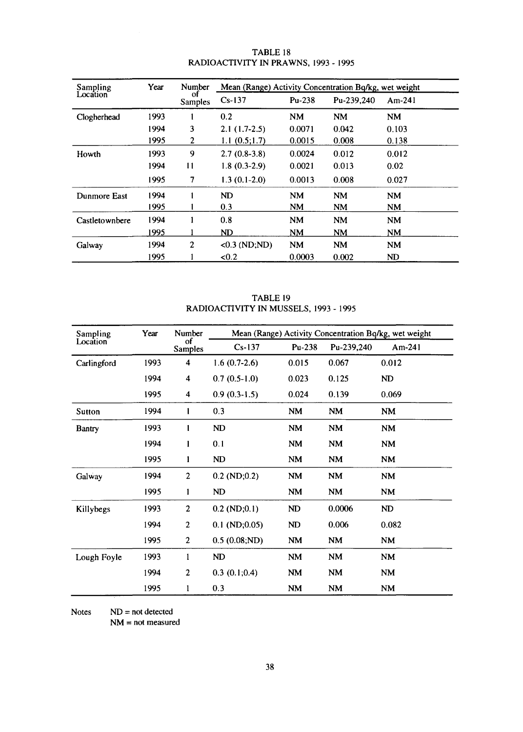TABLE 18
RADIOACTIVITY IN PRAWNS, 1993 - 1995

| Sampling Location | Year | Number of Samples | Mean (Range) Activity Concentration Bq/kg, wet weight | | | |
|---|---|---|---|---|---|---|
| | | | Cs-137 | Pu-238 | Pu-239,240 | Am-241 |
| Clogherhead | 1993 | 1 | 0.2 | NM | NM | NM |
| | 1994 | 3 | 2.1 (1.7-2.5) | 0.0071 | 0.042 | 0.103 |
| | 1995 | 2 | 1.1 (0.5;1.7) | 0.0015 | 0.008 | 0.138 |
| Howth | 1993 | 9 | 2.7 (0.8-3.8) | 0.0024 | 0.012 | 0.012 |
| | 1994 | 11 | 1.8 (0.3-2.9) | 0.0021 | 0.013 | 0.02 |
| | 1995 | 7 | 1.3 (0.1-2.0) | 0.0013 | 0.008 | 0.027 |
| Dunmore East | 1994 | 1 | ND | NM | NM | NM |
| | 1995 | 1 | 0.3 | NM | NM | NM |
| Castletownbere | 1994 | 1 | 0.8 | NM | NM | NM |
| | 1995 | 1 | ND | NM | NM | NM |
| Galway | 1994 | 2 | <0.3 (ND;ND) | NM | NM | NM |
| | 1995 | 1 | <0.2 | 0.0003 | 0.002 | ND |

TABLE 19
RADIOACTIVITY IN MUSSELS, 1993 - 1995

| Sampling Location | Year | Number of Samples | Mean (Range) Activity Concentration Bq/kg, wet weight | | | |
|---|---|---|---|---|---|---|
| | | | Cs-137 | Pu-238 | Pu-239,240 | Am-241 |
| Carlingford | 1993 | 4 | 1.6 (0.7-2.6) | 0.015 | 0.067 | 0.012 |
| | 1994 | 4 | 0.7 (0.5-1.0) | 0.023 | 0.125 | ND |
| | 1995 | 4 | 0.9 (0.3-1.5) | 0.024 | 0.139 | 0.069 |
| Sutton | 1994 | 1 | 0.3 | NM | NM | NM |
| Bantry | 1993 | 1 | ND | NM | NM | NM |
| | 1994 | 1 | 0.1 | NM | NM | NM |
| | 1995 | 1 | ND | NM | NM | NM |
| Galway | 1994 | 2 | 0.2 (ND;0.2) | NM | NM | NM |
| | 1995 | 1 | ND | NM | NM | NM |
| Killybegs | 1993 | 2 | 0.2 (ND;0.1) | ND | 0.0006 | ND |
| | 1994 | 2 | 0.1 (ND;0.05) | ND | 0.006 | 0.082 |
| | 1995 | 2 | 0.5 (0.08;ND) | NM | NM | NM |
| Lough Foyle | 1993 | 1 | ND | NM | NM | NM |
| | 1994 | 2 | 0.3 (0.1;0.4) | NM | NM | NM |
| | 1995 | 1 | 0.3 | NM | NM | NM |

Notes ND = not detected
NM = not measured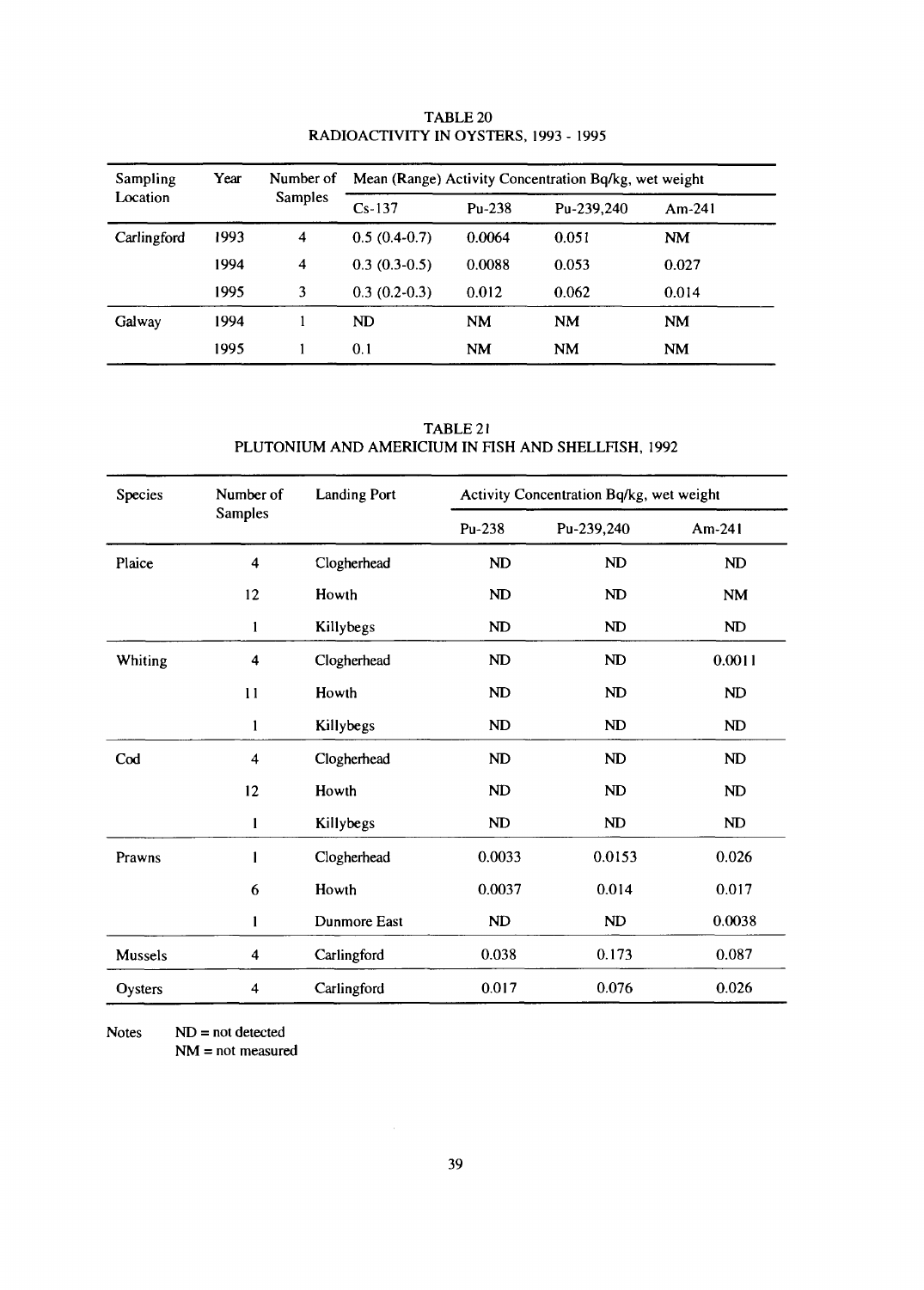TABLE 20
RADIOACTIVITY IN OYSTERS, 1993 - 1995

| Sampling Location | Year | Number of Samples | Mean (Range) Activity Concentration Bq/kg, wet weight | | | |
|---|---|---|---|---|---|---|
| | | | Cs-137 | Pu-238 | Pu-239,240 | Am-241 |
| Carlingford | 1993 | 4 | 0.5 (0.4-0.7) | 0.0064 | 0.051 | NM |
| | 1994 | 4 | 0.3 (0.3-0.5) | 0.0088 | 0.053 | 0.027 |
| | 1995 | 3 | 0.3 (0.2-0.3) | 0.012 | 0.062 | 0.014 |
| Galway | 1994 | 1 | ND | NM | NM | NM |
| | 1995 | 1 | 0.1 | NM | NM | NM |

TABLE 21
PLUTONIUM AND AMERICIUM IN FISH AND SHELLFISH, 1992

| Species | Number of Samples | Landing Port | Activity Concentration Bq/kg, wet weight | | |
|---|---|---|---|---|---|
| | | | Pu-238 | Pu-239,240 | Am-241 |
| Plaice | 4 | Clogherhead | ND | ND | ND |
| | 12 | Howth | ND | ND | NM |
| | 1 | Killybegs | ND | ND | ND |
| Whiting | 4 | Clogherhead | ND | ND | 0.0011 |
| | 11 | Howth | ND | ND | ND |
| | 1 | Killybegs | ND | ND | ND |
| Cod | 4 | Clogherhead | ND | ND | ND |
| | 12 | Howth | ND | ND | ND |
| | 1 | Killybegs | ND | ND | ND |
| Prawns | 1 | Clogherhead | 0.0033 | 0.0153 | 0.026 |
| | 6 | Howth | 0.0037 | 0.014 | 0.017 |
| | 1 | Dunmore East | ND | ND | 0.0038 |
| Mussels | 4 | Carlingford | 0.038 | 0.173 | 0.087 |
| Oysters | 4 | Carlingford | 0.017 | 0.076 | 0.026 |

Notes ND = not detected
NM = not measured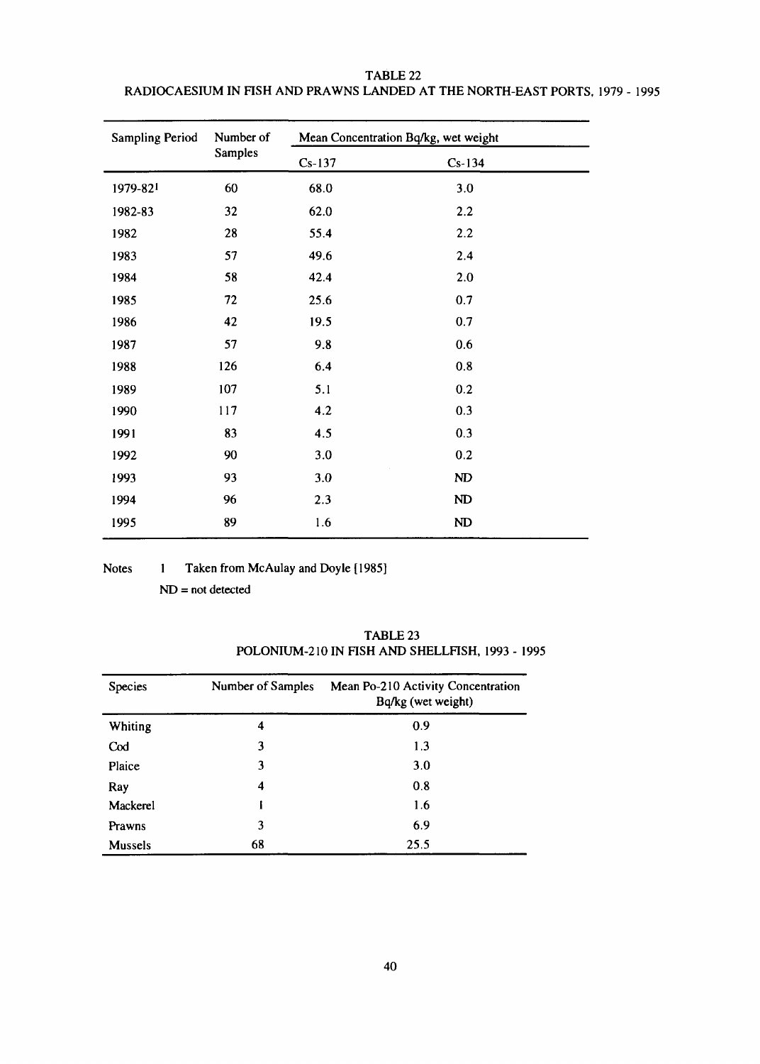## TABLE 22
## RADIOCAESIUM IN FISH AND PRAWNS LANDED AT THE NORTH-EAST PORTS, 1979 - 1995

| Sampling Period | Number of Samples | Mean Concentration Bq/kg, wet weight | |
|---|---|---|---|
| | | Cs-137 | Cs-134 |
| 1979-82[1] | 60 | 68.0 | 3.0 |
| 1982-83 | 32 | 62.0 | 2.2 |
| 1982 | 28 | 55.4 | 2.2 |
| 1983 | 57 | 49.6 | 2.4 |
| 1984 | 58 | 42.4 | 2.0 |
| 1985 | 72 | 25.6 | 0.7 |
| 1986 | 42 | 19.5 | 0.7 |
| 1987 | 57 | 9.8 | 0.6 |
| 1988 | 126 | 6.4 | 0.8 |
| 1989 | 107 | 5.1 | 0.2 |
| 1990 | 117 | 4.2 | 0.3 |
| 1991 | 83 | 4.5 | 0.3 |
| 1992 | 90 | 3.0 | 0.2 |
| 1993 | 93 | 3.0 | ND |
| 1994 | 96 | 2.3 | ND |
| 1995 | 89 | 1.6 | ND |

Notes 1 Taken from McAulay and Doyle [1985]

ND = not detected

## TABLE 23
## POLONIUM-210 IN FISH AND SHELLFISH, 1993 - 1995

| Species | Number of Samples | Mean Po-210 Activity Concentration Bq/kg (wet weight) |
|---|---|---|
| Whiting | 4 | 0.9 |
| Cod | 3 | 1.3 |
| Plaice | 3 | 3.0 |
| Ray | 4 | 0.8 |
| Mackerel | 1 | 1.6 |
| Prawns | 3 | 6.9 |
| Mussels | 68 | 25.5 |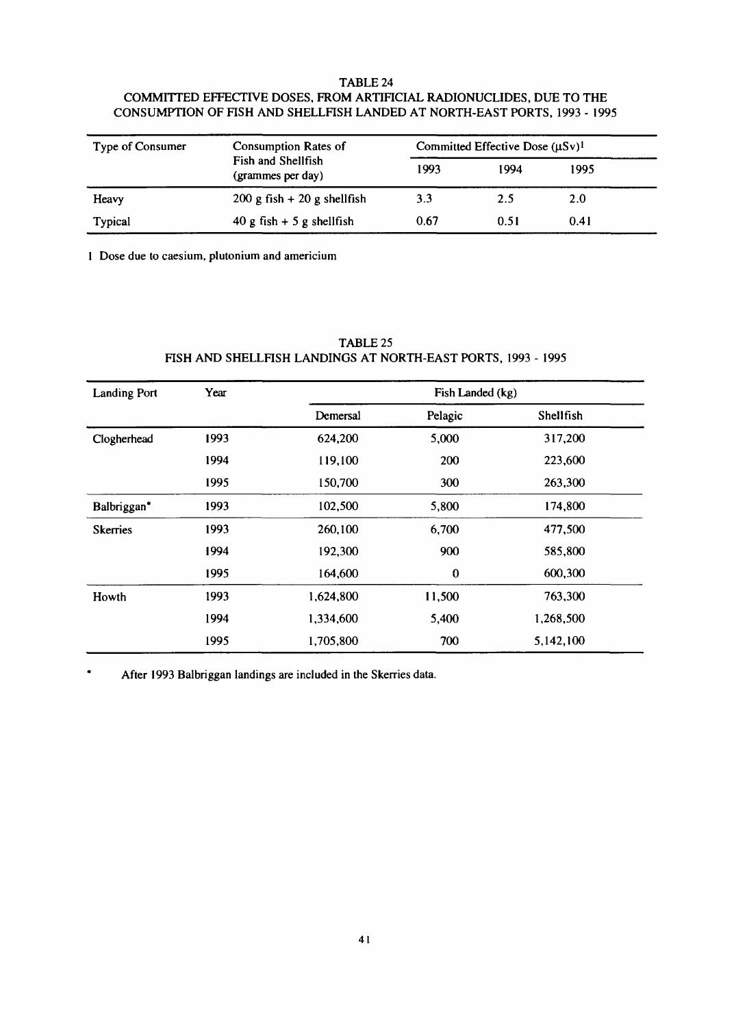TABLE 24
COMMITTED EFFECTIVE DOSES, FROM ARTIFICIAL RADIONUCLIDES, DUE TO THE CONSUMPTION OF FISH AND SHELLFISH LANDED AT NORTH-EAST PORTS, 1993 - 1995

| Type of Consumer | Consumption Rates of Fish and Shellfish (grammes per day) | Committed Effective Dose (μSv)[1] | | |
|---|---|---|---|---|
| | | 1993 | 1994 | 1995 |
| Heavy | 200 g fish + 20 g shellfish | 3.3 | 2.5 | 2.0 |
| Typical | 40 g fish + 5 g shellfish | 0.67 | 0.51 | 0.41 |

1 Dose due to caesium, plutonium and americium

TABLE 25
FISH AND SHELLFISH LANDINGS AT NORTH-EAST PORTS, 1993 - 1995

| Landing Port | Year | Fish Landed (kg) | | |
|---|---|---|---|---|
| | | Demersal | Pelagic | Shellfish |
| Clogherhead | 1993 | 624,200 | 5,000 | 317,200 |
| | 1994 | 119,100 | 200 | 223,600 |
| | 1995 | 150,700 | 300 | 263,300 |
| Balbriggan* | 1993 | 102,500 | 5,800 | 174,800 |
| Skerries | 1993 | 260,100 | 6,700 | 477,500 |
| | 1994 | 192,300 | 900 | 585,800 |
| | 1995 | 164,600 | 0 | 600,300 |
| Howth | 1993 | 1,624,800 | 11,500 | 763,300 |
| | 1994 | 1,334,600 | 5,400 | 1,268,500 |
| | 1995 | 1,705,800 | 700 | 5,142,100 |

* After 1993 Balbriggan landings are included in the Skerries data.